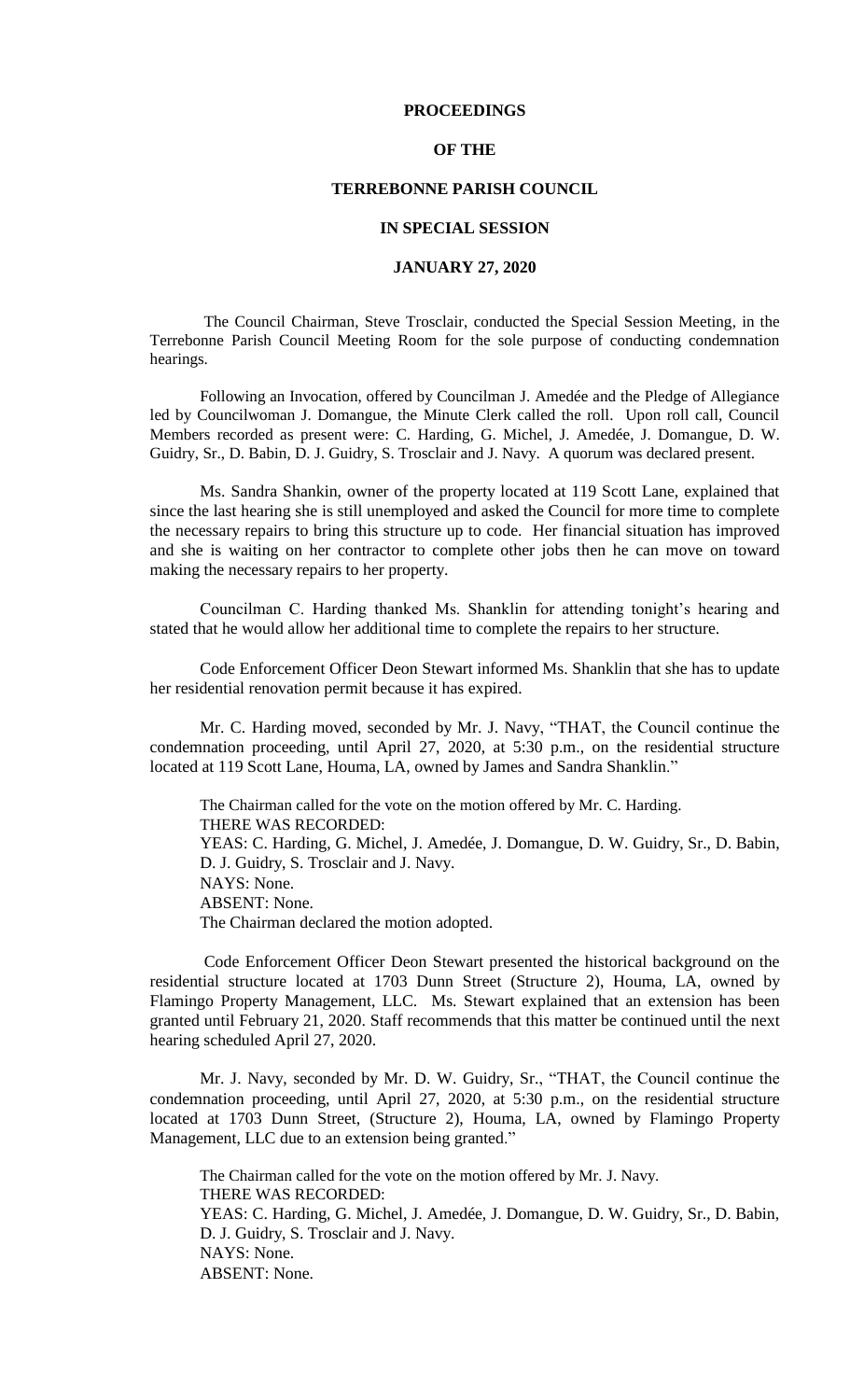**PROCEEDINGS**

**OF THE**

**TERREBONNE PARISH COUNCIL**

**IN SPECIAL SESSION**

**JANUARY 27, 2020**

The Council Chairman, Steve Trosclair, conducted the Special Session Meeting, in the Terrebonne Parish Council Meeting Room for the sole purpose of conducting condemnation hearings.

Following an Invocation, offered by Councilman J. Amedée and the Pledge of Allegiance led by Councilwoman J. Domangue, the Minute Clerk called the roll. Upon roll call, Council Members recorded as present were: C. Harding, G. Michel, J. Amedée, J. Domangue, D. W. Guidry, Sr., D. Babin, D. J. Guidry, S. Trosclair and J. Navy. A quorum was declared present.

Ms. Sandra Shankin, owner of the property located at 119 Scott Lane, explained that since the last hearing she is still unemployed and asked the Council for more time to complete the necessary repairs to bring this structure up to code. Her financial situation has improved and she is waiting on her contractor to complete other jobs then he can move on toward making the necessary repairs to her property.

Councilman C. Harding thanked Ms. Shanklin for attending tonight's hearing and stated that he would allow her additional time to complete the repairs to her structure.

Code Enforcement Officer Deon Stewart informed Ms. Shanklin that she has to update her residential renovation permit because it has expired.

Mr. C. Harding moved, seconded by Mr. J. Navy, "THAT, the Council continue the condemnation proceeding, until April 27, 2020, at 5:30 p.m., on the residential structure located at 119 Scott Lane, Houma, LA, owned by James and Sandra Shanklin."

The Chairman called for the vote on the motion offered by Mr. C. Harding.
THERE WAS RECORDED:
YEAS: C. Harding, G. Michel, J. Amedée, J. Domangue, D. W. Guidry, Sr., D. Babin, D. J. Guidry, S. Trosclair and J. Navy.
NAYS: None.
ABSENT: None.
The Chairman declared the motion adopted.

Code Enforcement Officer Deon Stewart presented the historical background on the residential structure located at 1703 Dunn Street (Structure 2), Houma, LA, owned by Flamingo Property Management, LLC. Ms. Stewart explained that an extension has been granted until February 21, 2020. Staff recommends that this matter be continued until the next hearing scheduled April 27, 2020.

Mr. J. Navy, seconded by Mr. D. W. Guidry, Sr., "THAT, the Council continue the condemnation proceeding, until April 27, 2020, at 5:30 p.m., on the residential structure located at 1703 Dunn Street, (Structure 2), Houma, LA, owned by Flamingo Property Management, LLC due to an extension being granted."

The Chairman called for the vote on the motion offered by Mr. J. Navy.
THERE WAS RECORDED:
YEAS: C. Harding, G. Michel, J. Amedée, J. Domangue, D. W. Guidry, Sr., D. Babin, D. J. Guidry, S. Trosclair and J. Navy.
NAYS: None.
ABSENT: None.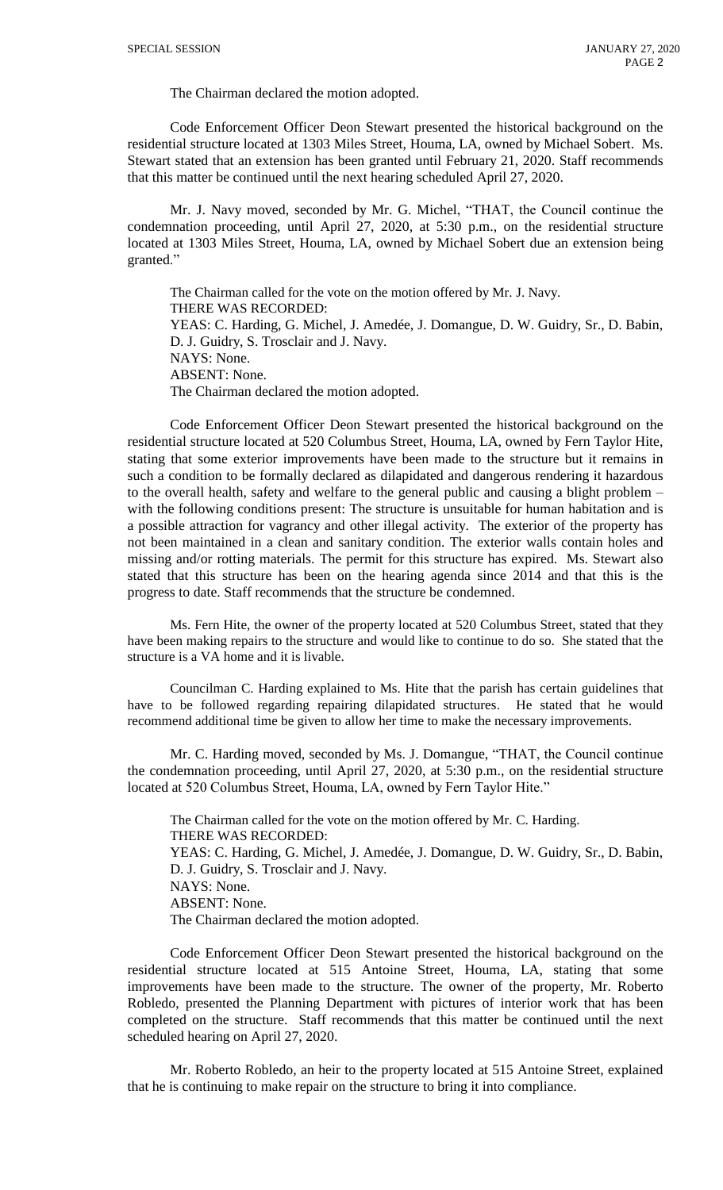The Chairman declared the motion adopted.

Code Enforcement Officer Deon Stewart presented the historical background on the residential structure located at 1303 Miles Street, Houma, LA, owned by Michael Sobert. Ms. Stewart stated that an extension has been granted until February 21, 2020. Staff recommends that this matter be continued until the next hearing scheduled April 27, 2020.

Mr. J. Navy moved, seconded by Mr. G. Michel, "THAT, the Council continue the condemnation proceeding, until April 27, 2020, at 5:30 p.m., on the residential structure located at 1303 Miles Street, Houma, LA, owned by Michael Sobert due an extension being granted."

The Chairman called for the vote on the motion offered by Mr. J. Navy.
THERE WAS RECORDED:
YEAS: C. Harding, G. Michel, J. Amedée, J. Domangue, D. W. Guidry, Sr., D. Babin, D. J. Guidry, S. Trosclair and J. Navy.
NAYS: None.
ABSENT: None.
The Chairman declared the motion adopted.

Code Enforcement Officer Deon Stewart presented the historical background on the residential structure located at 520 Columbus Street, Houma, LA, owned by Fern Taylor Hite, stating that some exterior improvements have been made to the structure but it remains in such a condition to be formally declared as dilapidated and dangerous rendering it hazardous to the overall health, safety and welfare to the general public and causing a blight problem – with the following conditions present: The structure is unsuitable for human habitation and is a possible attraction for vagrancy and other illegal activity. The exterior of the property has not been maintained in a clean and sanitary condition. The exterior walls contain holes and missing and/or rotting materials. The permit for this structure has expired. Ms. Stewart also stated that this structure has been on the hearing agenda since 2014 and that this is the progress to date. Staff recommends that the structure be condemned.

Ms. Fern Hite, the owner of the property located at 520 Columbus Street, stated that they have been making repairs to the structure and would like to continue to do so. She stated that the structure is a VA home and it is livable.

Councilman C. Harding explained to Ms. Hite that the parish has certain guidelines that have to be followed regarding repairing dilapidated structures. He stated that he would recommend additional time be given to allow her time to make the necessary improvements.

Mr. C. Harding moved, seconded by Ms. J. Domangue, "THAT, the Council continue the condemnation proceeding, until April 27, 2020, at 5:30 p.m., on the residential structure located at 520 Columbus Street, Houma, LA, owned by Fern Taylor Hite."

The Chairman called for the vote on the motion offered by Mr. C. Harding.
THERE WAS RECORDED:
YEAS: C. Harding, G. Michel, J. Amedée, J. Domangue, D. W. Guidry, Sr., D. Babin, D. J. Guidry, S. Trosclair and J. Navy.
NAYS: None.
ABSENT: None.
The Chairman declared the motion adopted.

Code Enforcement Officer Deon Stewart presented the historical background on the residential structure located at 515 Antoine Street, Houma, LA, stating that some improvements have been made to the structure. The owner of the property, Mr. Roberto Robledo, presented the Planning Department with pictures of interior work that has been completed on the structure. Staff recommends that this matter be continued until the next scheduled hearing on April 27, 2020.

Mr. Roberto Robledo, an heir to the property located at 515 Antoine Street, explained that he is continuing to make repair on the structure to bring it into compliance.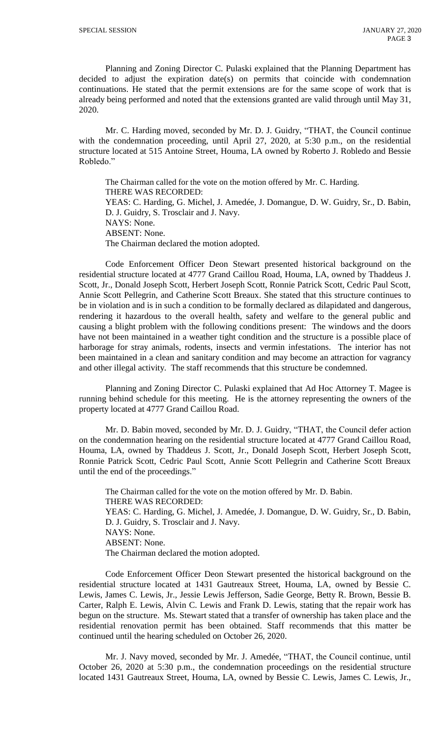Planning and Zoning Director C. Pulaski explained that the Planning Department has decided to adjust the expiration date(s) on permits that coincide with condemnation continuations. He stated that the permit extensions are for the same scope of work that is already being performed and noted that the extensions granted are valid through until May 31, 2020.

Mr. C. Harding moved, seconded by Mr. D. J. Guidry, "THAT, the Council continue with the condemnation proceeding, until April 27, 2020, at 5:30 p.m., on the residential structure located at 515 Antoine Street, Houma, LA owned by Roberto J. Robledo and Bessie Robledo."

The Chairman called for the vote on the motion offered by Mr. C. Harding.
THERE WAS RECORDED:
YEAS: C. Harding, G. Michel, J. Amedée, J. Domangue, D. W. Guidry, Sr., D. Babin, D. J. Guidry, S. Trosclair and J. Navy.
NAYS: None.
ABSENT: None.
The Chairman declared the motion adopted.

Code Enforcement Officer Deon Stewart presented historical background on the residential structure located at 4777 Grand Caillou Road, Houma, LA, owned by Thaddeus J. Scott, Jr., Donald Joseph Scott, Herbert Joseph Scott, Ronnie Patrick Scott, Cedric Paul Scott, Annie Scott Pellegrin, and Catherine Scott Breaux. She stated that this structure continues to be in violation and is in such a condition to be formally declared as dilapidated and dangerous, rendering it hazardous to the overall health, safety and welfare to the general public and causing a blight problem with the following conditions present: The windows and the doors have not been maintained in a weather tight condition and the structure is a possible place of harborage for stray animals, rodents, insects and vermin infestations. The interior has not been maintained in a clean and sanitary condition and may become an attraction for vagrancy and other illegal activity. The staff recommends that this structure be condemned.

Planning and Zoning Director C. Pulaski explained that Ad Hoc Attorney T. Magee is running behind schedule for this meeting. He is the attorney representing the owners of the property located at 4777 Grand Caillou Road.

Mr. D. Babin moved, seconded by Mr. D. J. Guidry, "THAT, the Council defer action on the condemnation hearing on the residential structure located at 4777 Grand Caillou Road, Houma, LA, owned by Thaddeus J. Scott, Jr., Donald Joseph Scott, Herbert Joseph Scott, Ronnie Patrick Scott, Cedric Paul Scott, Annie Scott Pellegrin and Catherine Scott Breaux until the end of the proceedings."

The Chairman called for the vote on the motion offered by Mr. D. Babin.
THERE WAS RECORDED:
YEAS: C. Harding, G. Michel, J. Amedée, J. Domangue, D. W. Guidry, Sr., D. Babin, D. J. Guidry, S. Trosclair and J. Navy.
NAYS: None.
ABSENT: None.
The Chairman declared the motion adopted.

Code Enforcement Officer Deon Stewart presented the historical background on the residential structure located at 1431 Gautreaux Street, Houma, LA, owned by Bessie C. Lewis, James C. Lewis, Jr., Jessie Lewis Jefferson, Sadie George, Betty R. Brown, Bessie B. Carter, Ralph E. Lewis, Alvin C. Lewis and Frank D. Lewis, stating that the repair work has begun on the structure. Ms. Stewart stated that a transfer of ownership has taken place and the residential renovation permit has been obtained. Staff recommends that this matter be continued until the hearing scheduled on October 26, 2020.

Mr. J. Navy moved, seconded by Mr. J. Amedée, "THAT, the Council continue, until October 26, 2020 at 5:30 p.m., the condemnation proceedings on the residential structure located 1431 Gautreaux Street, Houma, LA, owned by Bessie C. Lewis, James C. Lewis, Jr.,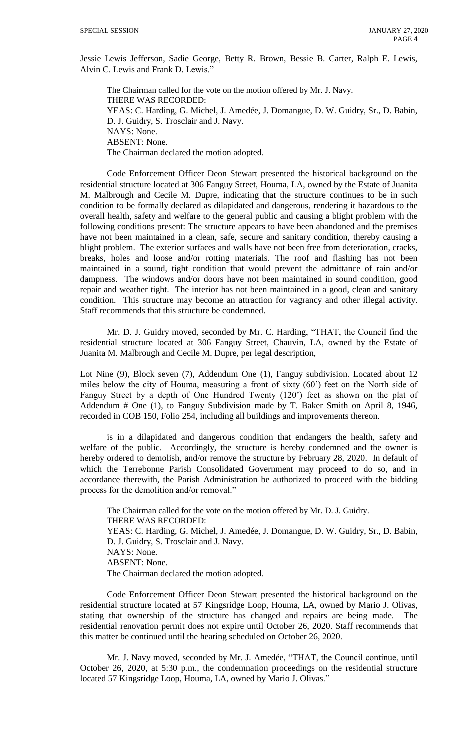Jessie Lewis Jefferson, Sadie George, Betty R. Brown, Bessie B. Carter, Ralph E. Lewis, Alvin C. Lewis and Frank D. Lewis."

The Chairman called for the vote on the motion offered by Mr. J. Navy.
THERE WAS RECORDED:
YEAS: C. Harding, G. Michel, J. Amedée, J. Domangue, D. W. Guidry, Sr., D. Babin, D. J. Guidry, S. Trosclair and J. Navy.
NAYS: None.
ABSENT: None.
The Chairman declared the motion adopted.

Code Enforcement Officer Deon Stewart presented the historical background on the residential structure located at 306 Fanguy Street, Houma, LA, owned by the Estate of Juanita M. Malbrough and Cecile M. Dupre, indicating that the structure continues to be in such condition to be formally declared as dilapidated and dangerous, rendering it hazardous to the overall health, safety and welfare to the general public and causing a blight problem with the following conditions present: The structure appears to have been abandoned and the premises have not been maintained in a clean, safe, secure and sanitary condition, thereby causing a blight problem. The exterior surfaces and walls have not been free from deterioration, cracks, breaks, holes and loose and/or rotting materials. The roof and flashing has not been maintained in a sound, tight condition that would prevent the admittance of rain and/or dampness. The windows and/or doors have not been maintained in sound condition, good repair and weather tight. The interior has not been maintained in a good, clean and sanitary condition. This structure may become an attraction for vagrancy and other illegal activity. Staff recommends that this structure be condemned.

Mr. D. J. Guidry moved, seconded by Mr. C. Harding, "THAT, the Council find the residential structure located at 306 Fanguy Street, Chauvin, LA, owned by the Estate of Juanita M. Malbrough and Cecile M. Dupre, per legal description,

Lot Nine (9), Block seven (7), Addendum One (1), Fanguy subdivision. Located about 12 miles below the city of Houma, measuring a front of sixty (60') feet on the North side of Fanguy Street by a depth of One Hundred Twenty (120') feet as shown on the plat of Addendum # One (1), to Fanguy Subdivision made by T. Baker Smith on April 8, 1946, recorded in COB 150, Folio 254, including all buildings and improvements thereon.

is in a dilapidated and dangerous condition that endangers the health, safety and welfare of the public. Accordingly, the structure is hereby condemned and the owner is hereby ordered to demolish, and/or remove the structure by February 28, 2020. In default of which the Terrebonne Parish Consolidated Government may proceed to do so, and in accordance therewith, the Parish Administration be authorized to proceed with the bidding process for the demolition and/or removal."

The Chairman called for the vote on the motion offered by Mr. D. J. Guidry.
THERE WAS RECORDED:
YEAS: C. Harding, G. Michel, J. Amedée, J. Domangue, D. W. Guidry, Sr., D. Babin, D. J. Guidry, S. Trosclair and J. Navy.
NAYS: None.
ABSENT: None.
The Chairman declared the motion adopted.

Code Enforcement Officer Deon Stewart presented the historical background on the residential structure located at 57 Kingsridge Loop, Houma, LA, owned by Mario J. Olivas, stating that ownership of the structure has changed and repairs are being made. The residential renovation permit does not expire until October 26, 2020. Staff recommends that this matter be continued until the hearing scheduled on October 26, 2020.

Mr. J. Navy moved, seconded by Mr. J. Amedée, "THAT, the Council continue, until October 26, 2020, at 5:30 p.m., the condemnation proceedings on the residential structure located 57 Kingsridge Loop, Houma, LA, owned by Mario J. Olivas."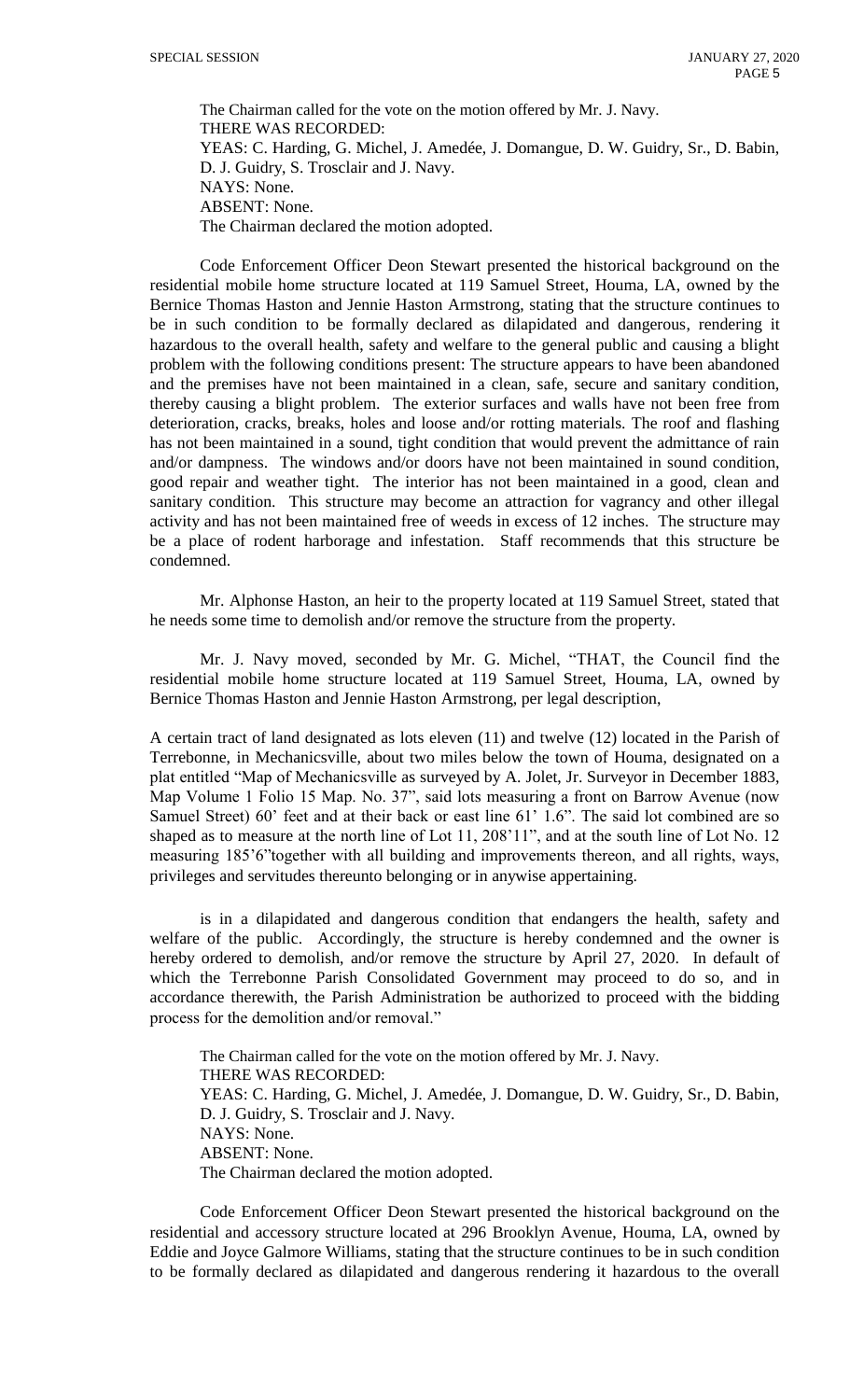The Chairman called for the vote on the motion offered by Mr. J. Navy.
THERE WAS RECORDED:
YEAS: C. Harding, G. Michel, J. Amedée, J. Domangue, D. W. Guidry, Sr., D. Babin, D. J. Guidry, S. Trosclair and J. Navy.
NAYS: None.
ABSENT: None.
The Chairman declared the motion adopted.

Code Enforcement Officer Deon Stewart presented the historical background on the residential mobile home structure located at 119 Samuel Street, Houma, LA, owned by the Bernice Thomas Haston and Jennie Haston Armstrong, stating that the structure continues to be in such condition to be formally declared as dilapidated and dangerous, rendering it hazardous to the overall health, safety and welfare to the general public and causing a blight problem with the following conditions present: The structure appears to have been abandoned and the premises have not been maintained in a clean, safe, secure and sanitary condition, thereby causing a blight problem. The exterior surfaces and walls have not been free from deterioration, cracks, breaks, holes and loose and/or rotting materials. The roof and flashing has not been maintained in a sound, tight condition that would prevent the admittance of rain and/or dampness. The windows and/or doors have not been maintained in sound condition, good repair and weather tight. The interior has not been maintained in a good, clean and sanitary condition. This structure may become an attraction for vagrancy and other illegal activity and has not been maintained free of weeds in excess of 12 inches. The structure may be a place of rodent harborage and infestation. Staff recommends that this structure be condemned.

Mr. Alphonse Haston, an heir to the property located at 119 Samuel Street, stated that he needs some time to demolish and/or remove the structure from the property.

Mr. J. Navy moved, seconded by Mr. G. Michel, "THAT, the Council find the residential mobile home structure located at 119 Samuel Street, Houma, LA, owned by Bernice Thomas Haston and Jennie Haston Armstrong, per legal description,

A certain tract of land designated as lots eleven (11) and twelve (12) located in the Parish of Terrebonne, in Mechanicsville, about two miles below the town of Houma, designated on a plat entitled "Map of Mechanicsville as surveyed by A. Jolet, Jr. Surveyor in December 1883, Map Volume 1 Folio 15 Map. No. 37", said lots measuring a front on Barrow Avenue (now Samuel Street) 60' feet and at their back or east line 61' 1.6". The said lot combined are so shaped as to measure at the north line of Lot 11, 208'11", and at the south line of Lot No. 12 measuring 185'6"together with all building and improvements thereon, and all rights, ways, privileges and servitudes thereunto belonging or in anywise appertaining.

is in a dilapidated and dangerous condition that endangers the health, safety and welfare of the public. Accordingly, the structure is hereby condemned and the owner is hereby ordered to demolish, and/or remove the structure by April 27, 2020. In default of which the Terrebonne Parish Consolidated Government may proceed to do so, and in accordance therewith, the Parish Administration be authorized to proceed with the bidding process for the demolition and/or removal."

The Chairman called for the vote on the motion offered by Mr. J. Navy.
THERE WAS RECORDED:
YEAS: C. Harding, G. Michel, J. Amedée, J. Domangue, D. W. Guidry, Sr., D. Babin, D. J. Guidry, S. Trosclair and J. Navy.
NAYS: None.
ABSENT: None.
The Chairman declared the motion adopted.

Code Enforcement Officer Deon Stewart presented the historical background on the residential and accessory structure located at 296 Brooklyn Avenue, Houma, LA, owned by Eddie and Joyce Galmore Williams, stating that the structure continues to be in such condition to be formally declared as dilapidated and dangerous rendering it hazardous to the overall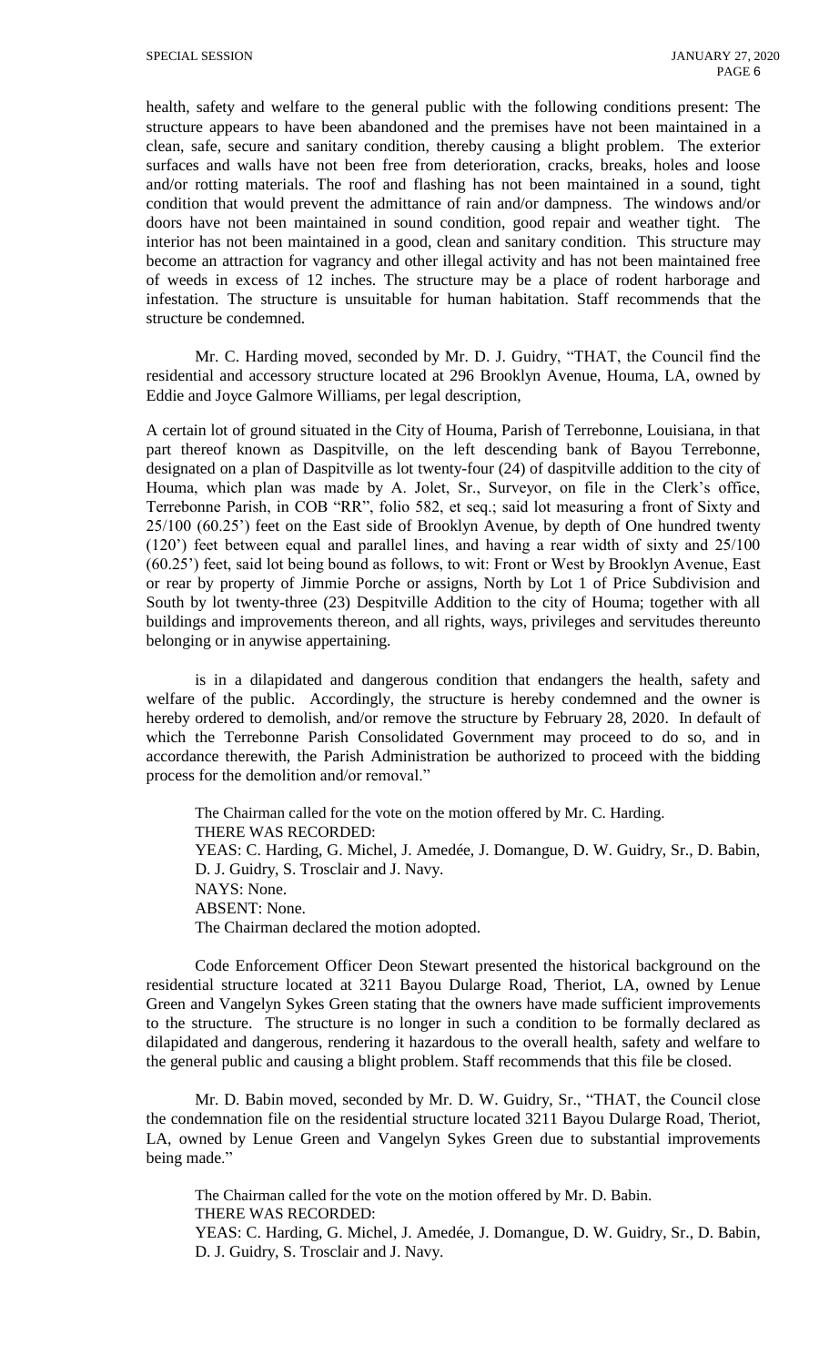health, safety and welfare to the general public with the following conditions present: The structure appears to have been abandoned and the premises have not been maintained in a clean, safe, secure and sanitary condition, thereby causing a blight problem. The exterior surfaces and walls have not been free from deterioration, cracks, breaks, holes and loose and/or rotting materials. The roof and flashing has not been maintained in a sound, tight condition that would prevent the admittance of rain and/or dampness. The windows and/or doors have not been maintained in sound condition, good repair and weather tight. The interior has not been maintained in a good, clean and sanitary condition. This structure may become an attraction for vagrancy and other illegal activity and has not been maintained free of weeds in excess of 12 inches. The structure may be a place of rodent harborage and infestation. The structure is unsuitable for human habitation. Staff recommends that the structure be condemned.

Mr. C. Harding moved, seconded by Mr. D. J. Guidry, "THAT, the Council find the residential and accessory structure located at 296 Brooklyn Avenue, Houma, LA, owned by Eddie and Joyce Galmore Williams, per legal description,

A certain lot of ground situated in the City of Houma, Parish of Terrebonne, Louisiana, in that part thereof known as Daspitville, on the left descending bank of Bayou Terrebonne, designated on a plan of Daspitville as lot twenty-four (24) of daspitville addition to the city of Houma, which plan was made by A. Jolet, Sr., Surveyor, on file in the Clerk's office, Terrebonne Parish, in COB "RR", folio 582, et seq.; said lot measuring a front of Sixty and 25/100 (60.25') feet on the East side of Brooklyn Avenue, by depth of One hundred twenty (120') feet between equal and parallel lines, and having a rear width of sixty and 25/100 (60.25') feet, said lot being bound as follows, to wit: Front or West by Brooklyn Avenue, East or rear by property of Jimmie Porche or assigns, North by Lot 1 of Price Subdivision and South by lot twenty-three (23) Despitville Addition to the city of Houma; together with all buildings and improvements thereon, and all rights, ways, privileges and servitudes thereunto belonging or in anywise appertaining.

is in a dilapidated and dangerous condition that endangers the health, safety and welfare of the public. Accordingly, the structure is hereby condemned and the owner is hereby ordered to demolish, and/or remove the structure by February 28, 2020. In default of which the Terrebonne Parish Consolidated Government may proceed to do so, and in accordance therewith, the Parish Administration be authorized to proceed with the bidding process for the demolition and/or removal."

The Chairman called for the vote on the motion offered by Mr. C. Harding.
THERE WAS RECORDED:
YEAS: C. Harding, G. Michel, J. Amedée, J. Domangue, D. W. Guidry, Sr., D. Babin, D. J. Guidry, S. Trosclair and J. Navy.
NAYS: None.
ABSENT: None.
The Chairman declared the motion adopted.

Code Enforcement Officer Deon Stewart presented the historical background on the residential structure located at 3211 Bayou Dularge Road, Theriot, LA, owned by Lenue Green and Vangelyn Sykes Green stating that the owners have made sufficient improvements to the structure. The structure is no longer in such a condition to be formally declared as dilapidated and dangerous, rendering it hazardous to the overall health, safety and welfare to the general public and causing a blight problem. Staff recommends that this file be closed.

Mr. D. Babin moved, seconded by Mr. D. W. Guidry, Sr., "THAT, the Council close the condemnation file on the residential structure located 3211 Bayou Dularge Road, Theriot, LA, owned by Lenue Green and Vangelyn Sykes Green due to substantial improvements being made."

The Chairman called for the vote on the motion offered by Mr. D. Babin.
THERE WAS RECORDED:
YEAS: C. Harding, G. Michel, J. Amedée, J. Domangue, D. W. Guidry, Sr., D. Babin, D. J. Guidry, S. Trosclair and J. Navy.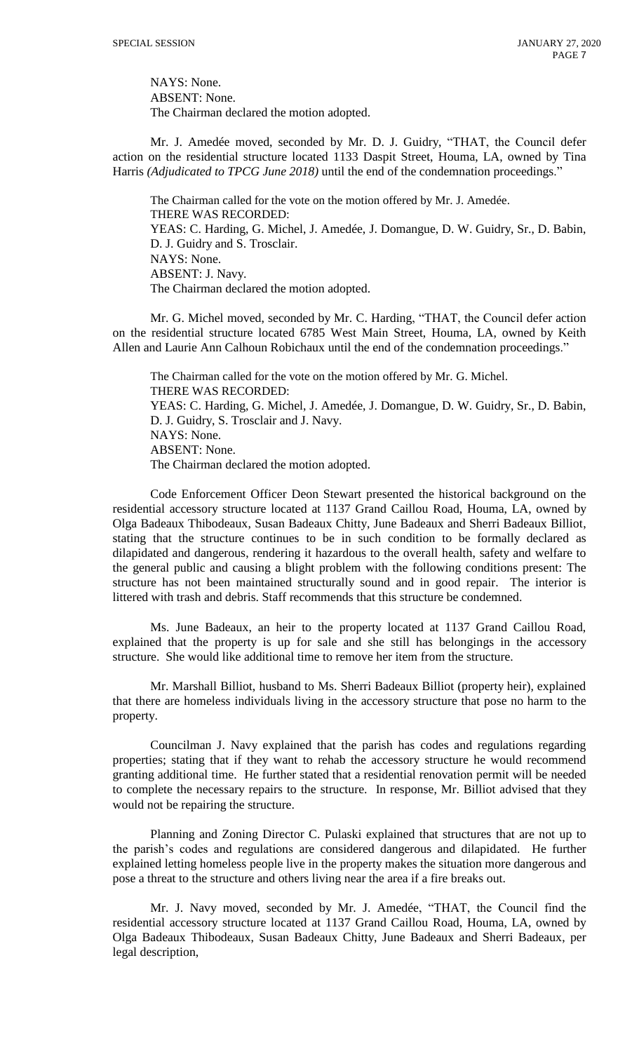NAYS: None.
ABSENT: None.
The Chairman declared the motion adopted.

Mr. J. Amedée moved, seconded by Mr. D. J. Guidry, "THAT, the Council defer action on the residential structure located 1133 Daspit Street, Houma, LA, owned by Tina Harris *(Adjudicated to TPCG June 2018)* until the end of the condemnation proceedings."

The Chairman called for the vote on the motion offered by Mr. J. Amedée.
THERE WAS RECORDED:
YEAS: C. Harding, G. Michel, J. Amedée, J. Domangue, D. W. Guidry, Sr., D. Babin, D. J. Guidry and S. Trosclair.
NAYS: None.
ABSENT: J. Navy.
The Chairman declared the motion adopted.

Mr. G. Michel moved, seconded by Mr. C. Harding, "THAT, the Council defer action on the residential structure located 6785 West Main Street, Houma, LA, owned by Keith Allen and Laurie Ann Calhoun Robichaux until the end of the condemnation proceedings."

The Chairman called for the vote on the motion offered by Mr. G. Michel.
THERE WAS RECORDED:
YEAS: C. Harding, G. Michel, J. Amedée, J. Domangue, D. W. Guidry, Sr., D. Babin, D. J. Guidry, S. Trosclair and J. Navy.
NAYS: None.
ABSENT: None.
The Chairman declared the motion adopted.

Code Enforcement Officer Deon Stewart presented the historical background on the residential accessory structure located at 1137 Grand Caillou Road, Houma, LA, owned by Olga Badeaux Thibodeaux, Susan Badeaux Chitty, June Badeaux and Sherri Badeaux Billiot, stating that the structure continues to be in such condition to be formally declared as dilapidated and dangerous, rendering it hazardous to the overall health, safety and welfare to the general public and causing a blight problem with the following conditions present: The structure has not been maintained structurally sound and in good repair. The interior is littered with trash and debris. Staff recommends that this structure be condemned.

Ms. June Badeaux, an heir to the property located at 1137 Grand Caillou Road, explained that the property is up for sale and she still has belongings in the accessory structure. She would like additional time to remove her item from the structure.

Mr. Marshall Billiot, husband to Ms. Sherri Badeaux Billiot (property heir), explained that there are homeless individuals living in the accessory structure that pose no harm to the property.

Councilman J. Navy explained that the parish has codes and regulations regarding properties; stating that if they want to rehab the accessory structure he would recommend granting additional time. He further stated that a residential renovation permit will be needed to complete the necessary repairs to the structure. In response, Mr. Billiot advised that they would not be repairing the structure.

Planning and Zoning Director C. Pulaski explained that structures that are not up to the parish's codes and regulations are considered dangerous and dilapidated. He further explained letting homeless people live in the property makes the situation more dangerous and pose a threat to the structure and others living near the area if a fire breaks out.

Mr. J. Navy moved, seconded by Mr. J. Amedée, "THAT, the Council find the residential accessory structure located at 1137 Grand Caillou Road, Houma, LA, owned by Olga Badeaux Thibodeaux, Susan Badeaux Chitty, June Badeaux and Sherri Badeaux, per legal description,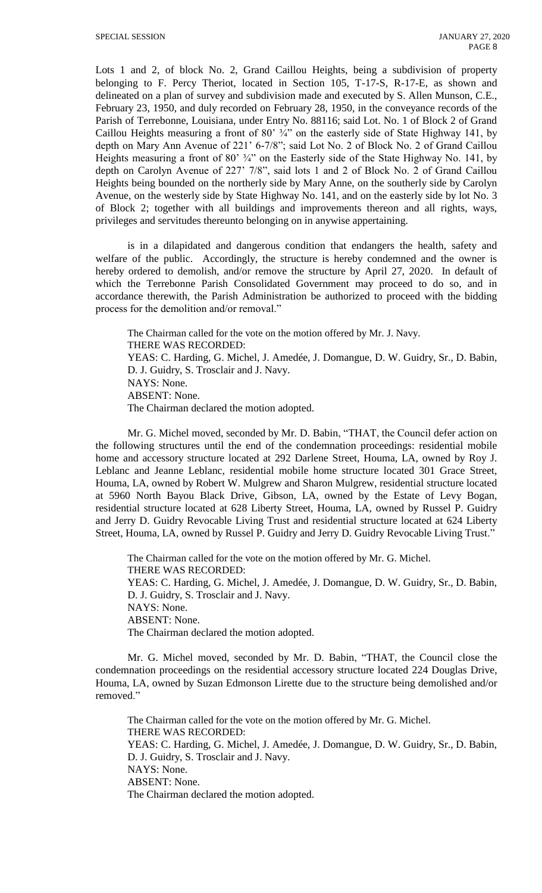Lots 1 and 2, of block No. 2, Grand Caillou Heights, being a subdivision of property belonging to F. Percy Theriot, located in Section 105, T-17-S, R-17-E, as shown and delineated on a plan of survey and subdivision made and executed by S. Allen Munson, C.E., February 23, 1950, and duly recorded on February 28, 1950, in the conveyance records of the Parish of Terrebonne, Louisiana, under Entry No. 88116; said Lot. No. 1 of Block 2 of Grand Caillou Heights measuring a front of 80' ¾" on the easterly side of State Highway 141, by depth on Mary Ann Avenue of 221' 6-7/8"; said Lot No. 2 of Block No. 2 of Grand Caillou Heights measuring a front of 80' ¾" on the Easterly side of the State Highway No. 141, by depth on Carolyn Avenue of 227' 7/8", said lots 1 and 2 of Block No. 2 of Grand Caillou Heights being bounded on the northerly side by Mary Anne, on the southerly side by Carolyn Avenue, on the westerly side by State Highway No. 141, and on the easterly side by lot No. 3 of Block 2; together with all buildings and improvements thereon and all rights, ways, privileges and servitudes thereunto belonging on in anywise appertaining.

is in a dilapidated and dangerous condition that endangers the health, safety and welfare of the public. Accordingly, the structure is hereby condemned and the owner is hereby ordered to demolish, and/or remove the structure by April 27, 2020. In default of which the Terrebonne Parish Consolidated Government may proceed to do so, and in accordance therewith, the Parish Administration be authorized to proceed with the bidding process for the demolition and/or removal."

The Chairman called for the vote on the motion offered by Mr. J. Navy.
THERE WAS RECORDED:
YEAS: C. Harding, G. Michel, J. Amedée, J. Domangue, D. W. Guidry, Sr., D. Babin, D. J. Guidry, S. Trosclair and J. Navy.
NAYS: None.
ABSENT: None.
The Chairman declared the motion adopted.

Mr. G. Michel moved, seconded by Mr. D. Babin, "THAT, the Council defer action on the following structures until the end of the condemnation proceedings: residential mobile home and accessory structure located at 292 Darlene Street, Houma, LA, owned by Roy J. Leblanc and Jeanne Leblanc, residential mobile home structure located 301 Grace Street, Houma, LA, owned by Robert W. Mulgrew and Sharon Mulgrew, residential structure located at 5960 North Bayou Black Drive, Gibson, LA, owned by the Estate of Levy Bogan, residential structure located at 628 Liberty Street, Houma, LA, owned by Russel P. Guidry and Jerry D. Guidry Revocable Living Trust and residential structure located at 624 Liberty Street, Houma, LA, owned by Russel P. Guidry and Jerry D. Guidry Revocable Living Trust."

The Chairman called for the vote on the motion offered by Mr. G. Michel.
THERE WAS RECORDED:
YEAS: C. Harding, G. Michel, J. Amedée, J. Domangue, D. W. Guidry, Sr., D. Babin, D. J. Guidry, S. Trosclair and J. Navy.
NAYS: None.
ABSENT: None.
The Chairman declared the motion adopted.

Mr. G. Michel moved, seconded by Mr. D. Babin, "THAT, the Council close the condemnation proceedings on the residential accessory structure located 224 Douglas Drive, Houma, LA, owned by Suzan Edmonson Lirette due to the structure being demolished and/or removed."

The Chairman called for the vote on the motion offered by Mr. G. Michel.
THERE WAS RECORDED:
YEAS: C. Harding, G. Michel, J. Amedée, J. Domangue, D. W. Guidry, Sr., D. Babin, D. J. Guidry, S. Trosclair and J. Navy.
NAYS: None.
ABSENT: None.
The Chairman declared the motion adopted.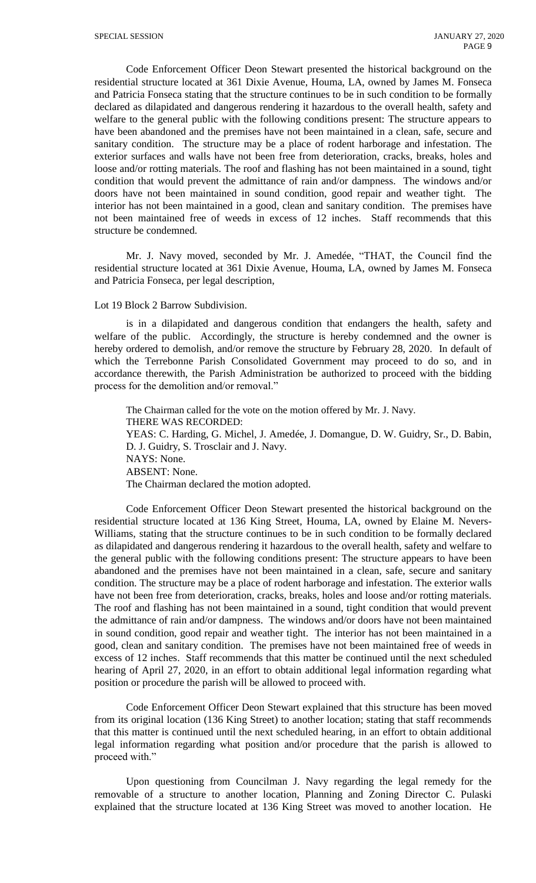Code Enforcement Officer Deon Stewart presented the historical background on the residential structure located at 361 Dixie Avenue, Houma, LA, owned by James M. Fonseca and Patricia Fonseca stating that the structure continues to be in such condition to be formally declared as dilapidated and dangerous rendering it hazardous to the overall health, safety and welfare to the general public with the following conditions present: The structure appears to have been abandoned and the premises have not been maintained in a clean, safe, secure and sanitary condition. The structure may be a place of rodent harborage and infestation. The exterior surfaces and walls have not been free from deterioration, cracks, breaks, holes and loose and/or rotting materials. The roof and flashing has not been maintained in a sound, tight condition that would prevent the admittance of rain and/or dampness. The windows and/or doors have not been maintained in sound condition, good repair and weather tight. The interior has not been maintained in a good, clean and sanitary condition. The premises have not been maintained free of weeds in excess of 12 inches. Staff recommends that this structure be condemned.

Mr. J. Navy moved, seconded by Mr. J. Amedée, "THAT, the Council find the residential structure located at 361 Dixie Avenue, Houma, LA, owned by James M. Fonseca and Patricia Fonseca, per legal description,

Lot 19 Block 2 Barrow Subdivision.

is in a dilapidated and dangerous condition that endangers the health, safety and welfare of the public. Accordingly, the structure is hereby condemned and the owner is hereby ordered to demolish, and/or remove the structure by February 28, 2020. In default of which the Terrebonne Parish Consolidated Government may proceed to do so, and in accordance therewith, the Parish Administration be authorized to proceed with the bidding process for the demolition and/or removal."

The Chairman called for the vote on the motion offered by Mr. J. Navy.
THERE WAS RECORDED:
YEAS: C. Harding, G. Michel, J. Amedée, J. Domangue, D. W. Guidry, Sr., D. Babin, D. J. Guidry, S. Trosclair and J. Navy.
NAYS: None.
ABSENT: None.
The Chairman declared the motion adopted.

Code Enforcement Officer Deon Stewart presented the historical background on the residential structure located at 136 King Street, Houma, LA, owned by Elaine M. Nevers-Williams, stating that the structure continues to be in such condition to be formally declared as dilapidated and dangerous rendering it hazardous to the overall health, safety and welfare to the general public with the following conditions present: The structure appears to have been abandoned and the premises have not been maintained in a clean, safe, secure and sanitary condition. The structure may be a place of rodent harborage and infestation. The exterior walls have not been free from deterioration, cracks, breaks, holes and loose and/or rotting materials. The roof and flashing has not been maintained in a sound, tight condition that would prevent the admittance of rain and/or dampness. The windows and/or doors have not been maintained in sound condition, good repair and weather tight. The interior has not been maintained in a good, clean and sanitary condition. The premises have not been maintained free of weeds in excess of 12 inches. Staff recommends that this matter be continued until the next scheduled hearing of April 27, 2020, in an effort to obtain additional legal information regarding what position or procedure the parish will be allowed to proceed with.

Code Enforcement Officer Deon Stewart explained that this structure has been moved from its original location (136 King Street) to another location; stating that staff recommends that this matter is continued until the next scheduled hearing, in an effort to obtain additional legal information regarding what position and/or procedure that the parish is allowed to proceed with."

Upon questioning from Councilman J. Navy regarding the legal remedy for the removable of a structure to another location, Planning and Zoning Director C. Pulaski explained that the structure located at 136 King Street was moved to another location. He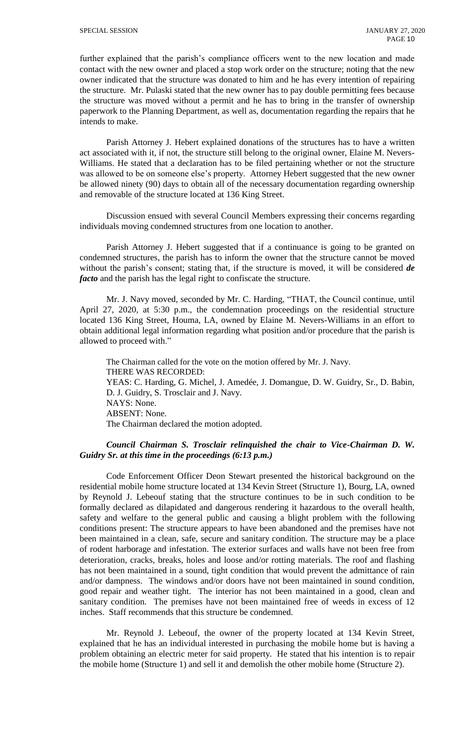further explained that the parish's compliance officers went to the new location and made contact with the new owner and placed a stop work order on the structure; noting that the new owner indicated that the structure was donated to him and he has every intention of repairing the structure. Mr. Pulaski stated that the new owner has to pay double permitting fees because the structure was moved without a permit and he has to bring in the transfer of ownership paperwork to the Planning Department, as well as, documentation regarding the repairs that he intends to make.

Parish Attorney J. Hebert explained donations of the structures has to have a written act associated with it, if not, the structure still belong to the original owner, Elaine M. Nevers-Williams. He stated that a declaration has to be filed pertaining whether or not the structure was allowed to be on someone else's property. Attorney Hebert suggested that the new owner be allowed ninety (90) days to obtain all of the necessary documentation regarding ownership and removable of the structure located at 136 King Street.

Discussion ensued with several Council Members expressing their concerns regarding individuals moving condemned structures from one location to another.

Parish Attorney J. Hebert suggested that if a continuance is going to be granted on condemned structures, the parish has to inform the owner that the structure cannot be moved without the parish's consent; stating that, if the structure is moved, it will be considered ***de facto*** and the parish has the legal right to confiscate the structure.

Mr. J. Navy moved, seconded by Mr. C. Harding, "THAT, the Council continue, until April 27, 2020, at 5:30 p.m., the condemnation proceedings on the residential structure located 136 King Street, Houma, LA, owned by Elaine M. Nevers-Williams in an effort to obtain additional legal information regarding what position and/or procedure that the parish is allowed to proceed with."

The Chairman called for the vote on the motion offered by Mr. J. Navy.
THERE WAS RECORDED:
YEAS: C. Harding, G. Michel, J. Amedée, J. Domangue, D. W. Guidry, Sr., D. Babin, D. J. Guidry, S. Trosclair and J. Navy.
NAYS: None.
ABSENT: None.
The Chairman declared the motion adopted.

***Council Chairman S. Trosclair relinquished the chair to Vice-Chairman D. W. Guidry Sr. at this time in the proceedings (6:13 p.m.)***

Code Enforcement Officer Deon Stewart presented the historical background on the residential mobile home structure located at 134 Kevin Street (Structure 1), Bourg, LA, owned by Reynold J. Lebeouf stating that the structure continues to be in such condition to be formally declared as dilapidated and dangerous rendering it hazardous to the overall health, safety and welfare to the general public and causing a blight problem with the following conditions present: The structure appears to have been abandoned and the premises have not been maintained in a clean, safe, secure and sanitary condition. The structure may be a place of rodent harborage and infestation. The exterior surfaces and walls have not been free from deterioration, cracks, breaks, holes and loose and/or rotting materials. The roof and flashing has not been maintained in a sound, tight condition that would prevent the admittance of rain and/or dampness. The windows and/or doors have not been maintained in sound condition, good repair and weather tight. The interior has not been maintained in a good, clean and sanitary condition. The premises have not been maintained free of weeds in excess of 12 inches. Staff recommends that this structure be condemned.

Mr. Reynold J. Lebeouf, the owner of the property located at 134 Kevin Street, explained that he has an individual interested in purchasing the mobile home but is having a problem obtaining an electric meter for said property. He stated that his intention is to repair the mobile home (Structure 1) and sell it and demolish the other mobile home (Structure 2).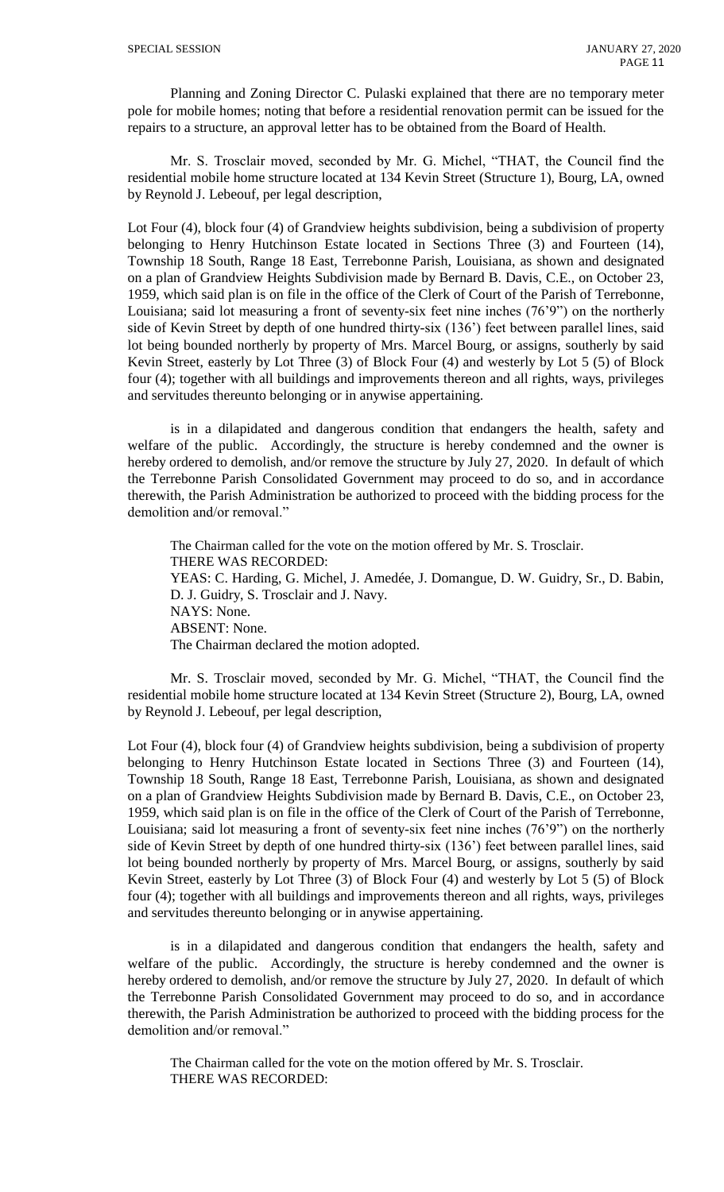Planning and Zoning Director C. Pulaski explained that there are no temporary meter pole for mobile homes; noting that before a residential renovation permit can be issued for the repairs to a structure, an approval letter has to be obtained from the Board of Health.

Mr. S. Trosclair moved, seconded by Mr. G. Michel, "THAT, the Council find the residential mobile home structure located at 134 Kevin Street (Structure 1), Bourg, LA, owned by Reynold J. Lebeouf, per legal description,

Lot Four (4), block four (4) of Grandview heights subdivision, being a subdivision of property belonging to Henry Hutchinson Estate located in Sections Three (3) and Fourteen (14), Township 18 South, Range 18 East, Terrebonne Parish, Louisiana, as shown and designated on a plan of Grandview Heights Subdivision made by Bernard B. Davis, C.E., on October 23, 1959, which said plan is on file in the office of the Clerk of Court of the Parish of Terrebonne, Louisiana; said lot measuring a front of seventy-six feet nine inches (76'9") on the northerly side of Kevin Street by depth of one hundred thirty-six (136') feet between parallel lines, said lot being bounded northerly by property of Mrs. Marcel Bourg, or assigns, southerly by said Kevin Street, easterly by Lot Three (3) of Block Four (4) and westerly by Lot 5 (5) of Block four (4); together with all buildings and improvements thereon and all rights, ways, privileges and servitudes thereunto belonging or in anywise appertaining.

is in a dilapidated and dangerous condition that endangers the health, safety and welfare of the public. Accordingly, the structure is hereby condemned and the owner is hereby ordered to demolish, and/or remove the structure by July 27, 2020. In default of which the Terrebonne Parish Consolidated Government may proceed to do so, and in accordance therewith, the Parish Administration be authorized to proceed with the bidding process for the demolition and/or removal."

The Chairman called for the vote on the motion offered by Mr. S. Trosclair.
THERE WAS RECORDED:
YEAS: C. Harding, G. Michel, J. Amedée, J. Domangue, D. W. Guidry, Sr., D. Babin, D. J. Guidry, S. Trosclair and J. Navy.
NAYS: None.
ABSENT: None.
The Chairman declared the motion adopted.

Mr. S. Trosclair moved, seconded by Mr. G. Michel, "THAT, the Council find the residential mobile home structure located at 134 Kevin Street (Structure 2), Bourg, LA, owned by Reynold J. Lebeouf, per legal description,

Lot Four (4), block four (4) of Grandview heights subdivision, being a subdivision of property belonging to Henry Hutchinson Estate located in Sections Three (3) and Fourteen (14), Township 18 South, Range 18 East, Terrebonne Parish, Louisiana, as shown and designated on a plan of Grandview Heights Subdivision made by Bernard B. Davis, C.E., on October 23, 1959, which said plan is on file in the office of the Clerk of Court of the Parish of Terrebonne, Louisiana; said lot measuring a front of seventy-six feet nine inches (76'9") on the northerly side of Kevin Street by depth of one hundred thirty-six (136') feet between parallel lines, said lot being bounded northerly by property of Mrs. Marcel Bourg, or assigns, southerly by said Kevin Street, easterly by Lot Three (3) of Block Four (4) and westerly by Lot 5 (5) of Block four (4); together with all buildings and improvements thereon and all rights, ways, privileges and servitudes thereunto belonging or in anywise appertaining.

is in a dilapidated and dangerous condition that endangers the health, safety and welfare of the public. Accordingly, the structure is hereby condemned and the owner is hereby ordered to demolish, and/or remove the structure by July 27, 2020. In default of which the Terrebonne Parish Consolidated Government may proceed to do so, and in accordance therewith, the Parish Administration be authorized to proceed with the bidding process for the demolition and/or removal."

The Chairman called for the vote on the motion offered by Mr. S. Trosclair.
THERE WAS RECORDED: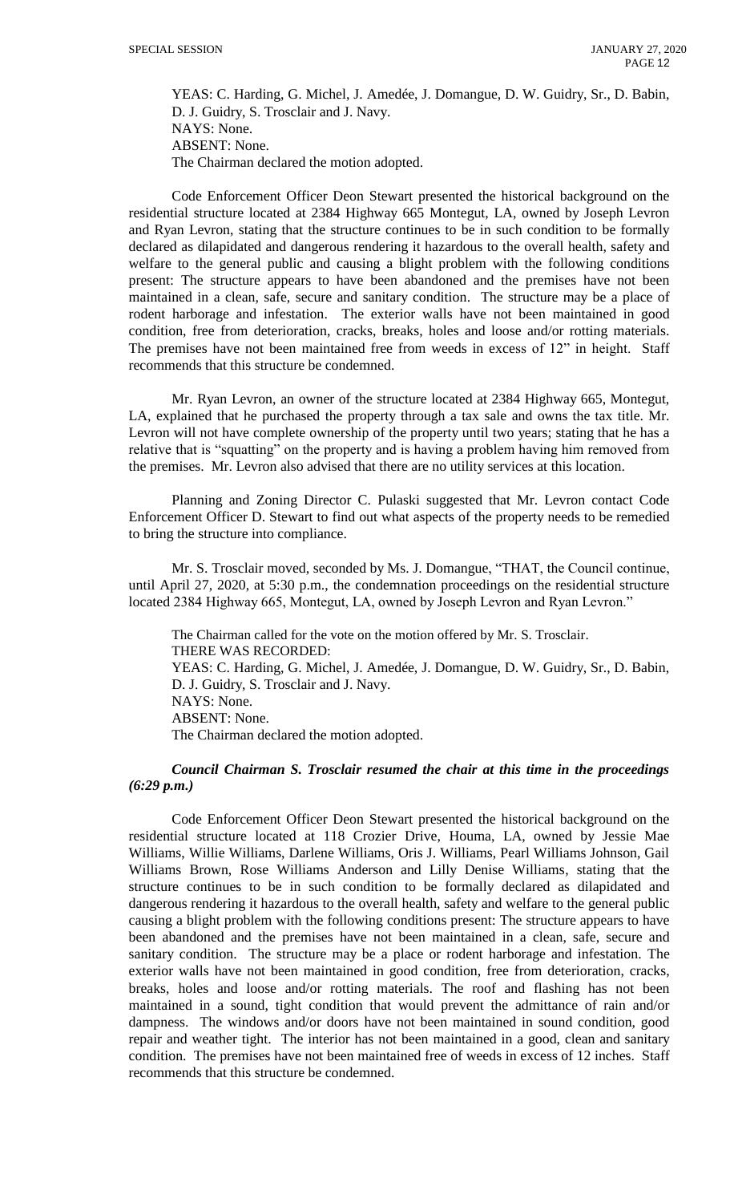YEAS: C. Harding, G. Michel, J. Amedée, J. Domangue, D. W. Guidry, Sr., D. Babin, D. J. Guidry, S. Trosclair and J. Navy.
NAYS: None.
ABSENT: None.
The Chairman declared the motion adopted.

Code Enforcement Officer Deon Stewart presented the historical background on the residential structure located at 2384 Highway 665 Montegut, LA, owned by Joseph Levron and Ryan Levron, stating that the structure continues to be in such condition to be formally declared as dilapidated and dangerous rendering it hazardous to the overall health, safety and welfare to the general public and causing a blight problem with the following conditions present: The structure appears to have been abandoned and the premises have not been maintained in a clean, safe, secure and sanitary condition. The structure may be a place of rodent harborage and infestation. The exterior walls have not been maintained in good condition, free from deterioration, cracks, breaks, holes and loose and/or rotting materials. The premises have not been maintained free from weeds in excess of 12" in height. Staff recommends that this structure be condemned.

Mr. Ryan Levron, an owner of the structure located at 2384 Highway 665, Montegut, LA, explained that he purchased the property through a tax sale and owns the tax title. Mr. Levron will not have complete ownership of the property until two years; stating that he has a relative that is "squatting" on the property and is having a problem having him removed from the premises. Mr. Levron also advised that there are no utility services at this location.

Planning and Zoning Director C. Pulaski suggested that Mr. Levron contact Code Enforcement Officer D. Stewart to find out what aspects of the property needs to be remedied to bring the structure into compliance.

Mr. S. Trosclair moved, seconded by Ms. J. Domangue, "THAT, the Council continue, until April 27, 2020, at 5:30 p.m., the condemnation proceedings on the residential structure located 2384 Highway 665, Montegut, LA, owned by Joseph Levron and Ryan Levron."

The Chairman called for the vote on the motion offered by Mr. S. Trosclair.
THERE WAS RECORDED:
YEAS: C. Harding, G. Michel, J. Amedée, J. Domangue, D. W. Guidry, Sr., D. Babin, D. J. Guidry, S. Trosclair and J. Navy.
NAYS: None.
ABSENT: None.
The Chairman declared the motion adopted.

***Council Chairman S. Trosclair resumed the chair at this time in the proceedings (6:29 p.m.)***

Code Enforcement Officer Deon Stewart presented the historical background on the residential structure located at 118 Crozier Drive, Houma, LA, owned by Jessie Mae Williams, Willie Williams, Darlene Williams, Oris J. Williams, Pearl Williams Johnson, Gail Williams Brown, Rose Williams Anderson and Lilly Denise Williams, stating that the structure continues to be in such condition to be formally declared as dilapidated and dangerous rendering it hazardous to the overall health, safety and welfare to the general public causing a blight problem with the following conditions present: The structure appears to have been abandoned and the premises have not been maintained in a clean, safe, secure and sanitary condition. The structure may be a place or rodent harborage and infestation. The exterior walls have not been maintained in good condition, free from deterioration, cracks, breaks, holes and loose and/or rotting materials. The roof and flashing has not been maintained in a sound, tight condition that would prevent the admittance of rain and/or dampness. The windows and/or doors have not been maintained in sound condition, good repair and weather tight. The interior has not been maintained in a good, clean and sanitary condition. The premises have not been maintained free of weeds in excess of 12 inches. Staff recommends that this structure be condemned.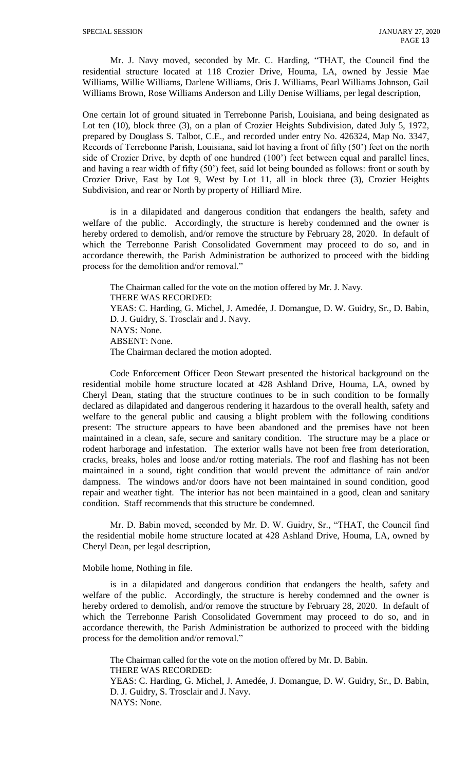Mr. J. Navy moved, seconded by Mr. C. Harding, "THAT, the Council find the residential structure located at 118 Crozier Drive, Houma, LA, owned by Jessie Mae Williams, Willie Williams, Darlene Williams, Oris J. Williams, Pearl Williams Johnson, Gail Williams Brown, Rose Williams Anderson and Lilly Denise Williams, per legal description,

One certain lot of ground situated in Terrebonne Parish, Louisiana, and being designated as Lot ten (10), block three (3), on a plan of Crozier Heights Subdivision, dated July 5, 1972, prepared by Douglass S. Talbot, C.E., and recorded under entry No. 426324, Map No. 3347, Records of Terrebonne Parish, Louisiana, said lot having a front of fifty (50') feet on the north side of Crozier Drive, by depth of one hundred (100') feet between equal and parallel lines, and having a rear width of fifty (50') feet, said lot being bounded as follows: front or south by Crozier Drive, East by Lot 9, West by Lot 11, all in block three (3), Crozier Heights Subdivision, and rear or North by property of Hilliard Mire.

is in a dilapidated and dangerous condition that endangers the health, safety and welfare of the public. Accordingly, the structure is hereby condemned and the owner is hereby ordered to demolish, and/or remove the structure by February 28, 2020. In default of which the Terrebonne Parish Consolidated Government may proceed to do so, and in accordance therewith, the Parish Administration be authorized to proceed with the bidding process for the demolition and/or removal."

The Chairman called for the vote on the motion offered by Mr. J. Navy.
THERE WAS RECORDED:
YEAS: C. Harding, G. Michel, J. Amedée, J. Domangue, D. W. Guidry, Sr., D. Babin, D. J. Guidry, S. Trosclair and J. Navy.
NAYS: None.
ABSENT: None.
The Chairman declared the motion adopted.

Code Enforcement Officer Deon Stewart presented the historical background on the residential mobile home structure located at 428 Ashland Drive, Houma, LA, owned by Cheryl Dean, stating that the structure continues to be in such condition to be formally declared as dilapidated and dangerous rendering it hazardous to the overall health, safety and welfare to the general public and causing a blight problem with the following conditions present: The structure appears to have been abandoned and the premises have not been maintained in a clean, safe, secure and sanitary condition. The structure may be a place or rodent harborage and infestation. The exterior walls have not been free from deterioration, cracks, breaks, holes and loose and/or rotting materials. The roof and flashing has not been maintained in a sound, tight condition that would prevent the admittance of rain and/or dampness. The windows and/or doors have not been maintained in sound condition, good repair and weather tight. The interior has not been maintained in a good, clean and sanitary condition. Staff recommends that this structure be condemned.

Mr. D. Babin moved, seconded by Mr. D. W. Guidry, Sr., "THAT, the Council find the residential mobile home structure located at 428 Ashland Drive, Houma, LA, owned by Cheryl Dean, per legal description,

Mobile home, Nothing in file.

is in a dilapidated and dangerous condition that endangers the health, safety and welfare of the public. Accordingly, the structure is hereby condemned and the owner is hereby ordered to demolish, and/or remove the structure by February 28, 2020. In default of which the Terrebonne Parish Consolidated Government may proceed to do so, and in accordance therewith, the Parish Administration be authorized to proceed with the bidding process for the demolition and/or removal."

The Chairman called for the vote on the motion offered by Mr. D. Babin.
THERE WAS RECORDED:
YEAS: C. Harding, G. Michel, J. Amedée, J. Domangue, D. W. Guidry, Sr., D. Babin, D. J. Guidry, S. Trosclair and J. Navy.
NAYS: None.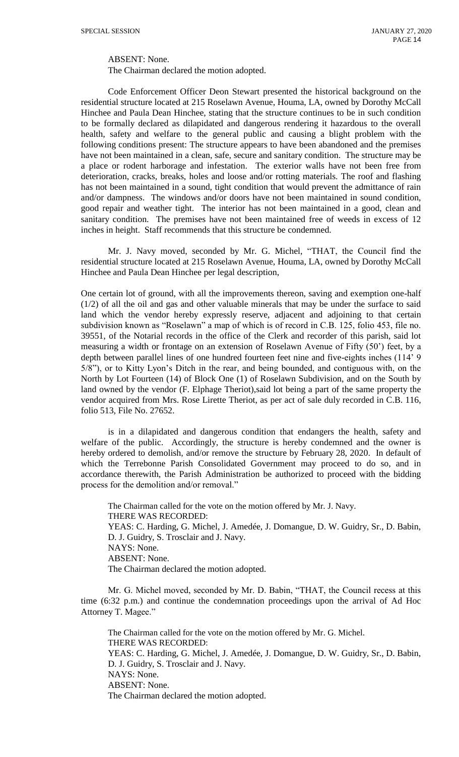ABSENT: None.
The Chairman declared the motion adopted.

Code Enforcement Officer Deon Stewart presented the historical background on the residential structure located at 215 Roselawn Avenue, Houma, LA, owned by Dorothy McCall Hinchee and Paula Dean Hinchee, stating that the structure continues to be in such condition to be formally declared as dilapidated and dangerous rendering it hazardous to the overall health, safety and welfare to the general public and causing a blight problem with the following conditions present: The structure appears to have been abandoned and the premises have not been maintained in a clean, safe, secure and sanitary condition. The structure may be a place or rodent harborage and infestation. The exterior walls have not been free from deterioration, cracks, breaks, holes and loose and/or rotting materials. The roof and flashing has not been maintained in a sound, tight condition that would prevent the admittance of rain and/or dampness. The windows and/or doors have not been maintained in sound condition, good repair and weather tight. The interior has not been maintained in a good, clean and sanitary condition. The premises have not been maintained free of weeds in excess of 12 inches in height. Staff recommends that this structure be condemned.

Mr. J. Navy moved, seconded by Mr. G. Michel, "THAT, the Council find the residential structure located at 215 Roselawn Avenue, Houma, LA, owned by Dorothy McCall Hinchee and Paula Dean Hinchee per legal description,

One certain lot of ground, with all the improvements thereon, saving and exemption one-half (1/2) of all the oil and gas and other valuable minerals that may be under the surface to said land which the vendor hereby expressly reserve, adjacent and adjoining to that certain subdivision known as "Roselawn" a map of which is of record in C.B. 125, folio 453, file no. 39551, of the Notarial records in the office of the Clerk and recorder of this parish, said lot measuring a width or frontage on an extension of Roselawn Avenue of Fifty (50') feet, by a depth between parallel lines of one hundred fourteen feet nine and five-eights inches (114' 9 5/8"), or to Kitty Lyon's Ditch in the rear, and being bounded, and contiguous with, on the North by Lot Fourteen (14) of Block One (1) of Roselawn Subdivision, and on the South by land owned by the vendor (F. Elphage Theriot),said lot being a part of the same property the vendor acquired from Mrs. Rose Lirette Theriot, as per act of sale duly recorded in C.B. 116, folio 513, File No. 27652.

is in a dilapidated and dangerous condition that endangers the health, safety and welfare of the public. Accordingly, the structure is hereby condemned and the owner is hereby ordered to demolish, and/or remove the structure by February 28, 2020. In default of which the Terrebonne Parish Consolidated Government may proceed to do so, and in accordance therewith, the Parish Administration be authorized to proceed with the bidding process for the demolition and/or removal."

The Chairman called for the vote on the motion offered by Mr. J. Navy.
THERE WAS RECORDED:
YEAS: C. Harding, G. Michel, J. Amedée, J. Domangue, D. W. Guidry, Sr., D. Babin, D. J. Guidry, S. Trosclair and J. Navy.
NAYS: None.
ABSENT: None.
The Chairman declared the motion adopted.

Mr. G. Michel moved, seconded by Mr. D. Babin, "THAT, the Council recess at this time (6:32 p.m.) and continue the condemnation proceedings upon the arrival of Ad Hoc Attorney T. Magee."

The Chairman called for the vote on the motion offered by Mr. G. Michel.
THERE WAS RECORDED:
YEAS: C. Harding, G. Michel, J. Amedée, J. Domangue, D. W. Guidry, Sr., D. Babin, D. J. Guidry, S. Trosclair and J. Navy.
NAYS: None.
ABSENT: None.
The Chairman declared the motion adopted.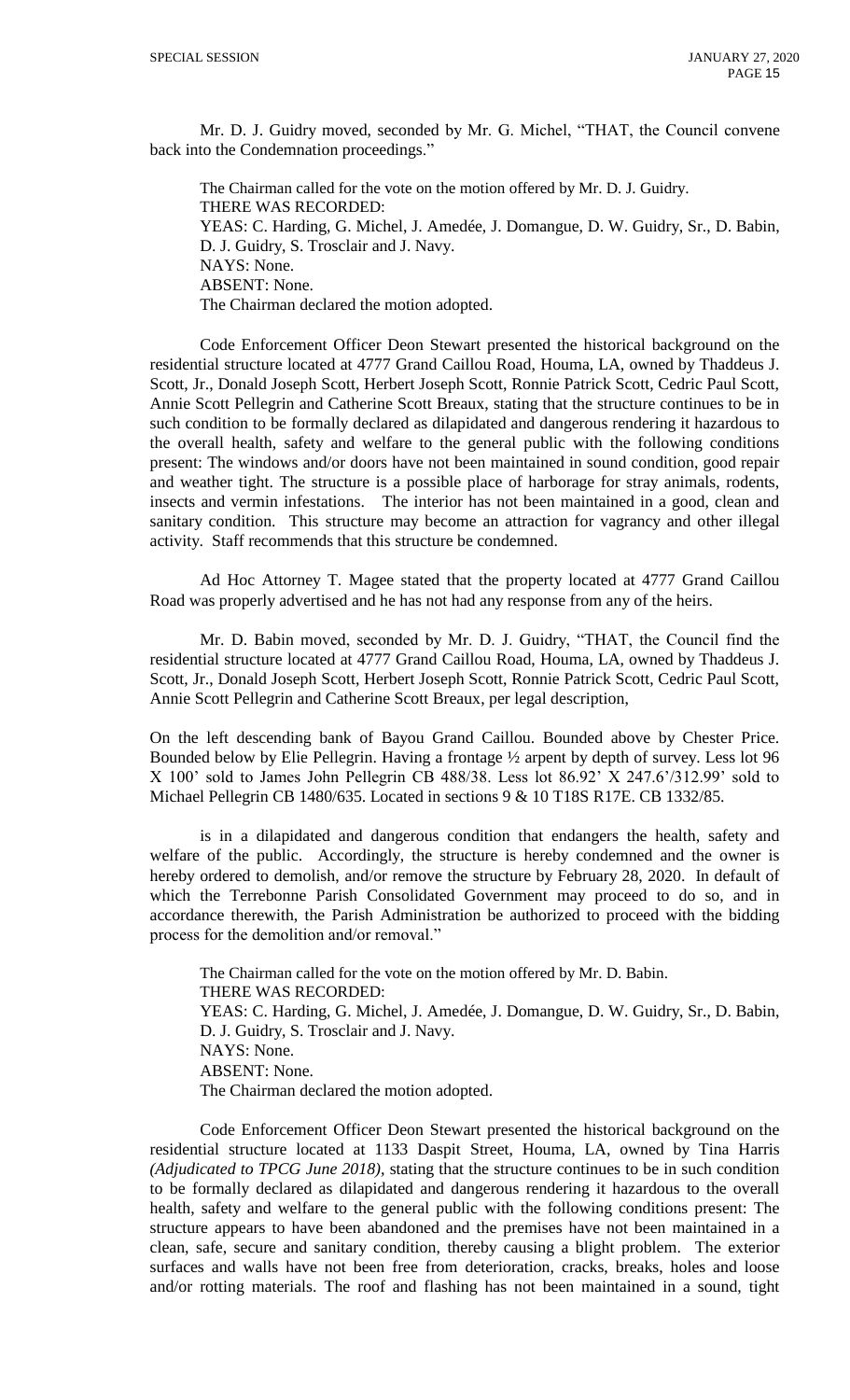Mr. D. J. Guidry moved, seconded by Mr. G. Michel, "THAT, the Council convene back into the Condemnation proceedings."

The Chairman called for the vote on the motion offered by Mr. D. J. Guidry.
THERE WAS RECORDED:
YEAS: C. Harding, G. Michel, J. Amedée, J. Domangue, D. W. Guidry, Sr., D. Babin, D. J. Guidry, S. Trosclair and J. Navy.
NAYS: None.
ABSENT: None.
The Chairman declared the motion adopted.

Code Enforcement Officer Deon Stewart presented the historical background on the residential structure located at 4777 Grand Caillou Road, Houma, LA, owned by Thaddeus J. Scott, Jr., Donald Joseph Scott, Herbert Joseph Scott, Ronnie Patrick Scott, Cedric Paul Scott, Annie Scott Pellegrin and Catherine Scott Breaux, stating that the structure continues to be in such condition to be formally declared as dilapidated and dangerous rendering it hazardous to the overall health, safety and welfare to the general public with the following conditions present: The windows and/or doors have not been maintained in sound condition, good repair and weather tight. The structure is a possible place of harborage for stray animals, rodents, insects and vermin infestations. The interior has not been maintained in a good, clean and sanitary condition. This structure may become an attraction for vagrancy and other illegal activity. Staff recommends that this structure be condemned.

Ad Hoc Attorney T. Magee stated that the property located at 4777 Grand Caillou Road was properly advertised and he has not had any response from any of the heirs.

Mr. D. Babin moved, seconded by Mr. D. J. Guidry, "THAT, the Council find the residential structure located at 4777 Grand Caillou Road, Houma, LA, owned by Thaddeus J. Scott, Jr., Donald Joseph Scott, Herbert Joseph Scott, Ronnie Patrick Scott, Cedric Paul Scott, Annie Scott Pellegrin and Catherine Scott Breaux, per legal description,

On the left descending bank of Bayou Grand Caillou. Bounded above by Chester Price. Bounded below by Elie Pellegrin. Having a frontage ½ arpent by depth of survey. Less lot 96 X 100' sold to James John Pellegrin CB 488/38. Less lot 86.92' X 247.6'/312.99' sold to Michael Pellegrin CB 1480/635. Located in sections 9 & 10 T18S R17E. CB 1332/85.

is in a dilapidated and dangerous condition that endangers the health, safety and welfare of the public. Accordingly, the structure is hereby condemned and the owner is hereby ordered to demolish, and/or remove the structure by February 28, 2020. In default of which the Terrebonne Parish Consolidated Government may proceed to do so, and in accordance therewith, the Parish Administration be authorized to proceed with the bidding process for the demolition and/or removal."

The Chairman called for the vote on the motion offered by Mr. D. Babin.
THERE WAS RECORDED:
YEAS: C. Harding, G. Michel, J. Amedée, J. Domangue, D. W. Guidry, Sr., D. Babin, D. J. Guidry, S. Trosclair and J. Navy.
NAYS: None.
ABSENT: None.
The Chairman declared the motion adopted.

Code Enforcement Officer Deon Stewart presented the historical background on the residential structure located at 1133 Daspit Street, Houma, LA, owned by Tina Harris *(Adjudicated to TPCG June 2018)*, stating that the structure continues to be in such condition to be formally declared as dilapidated and dangerous rendering it hazardous to the overall health, safety and welfare to the general public with the following conditions present: The structure appears to have been abandoned and the premises have not been maintained in a clean, safe, secure and sanitary condition, thereby causing a blight problem. The exterior surfaces and walls have not been free from deterioration, cracks, breaks, holes and loose and/or rotting materials. The roof and flashing has not been maintained in a sound, tight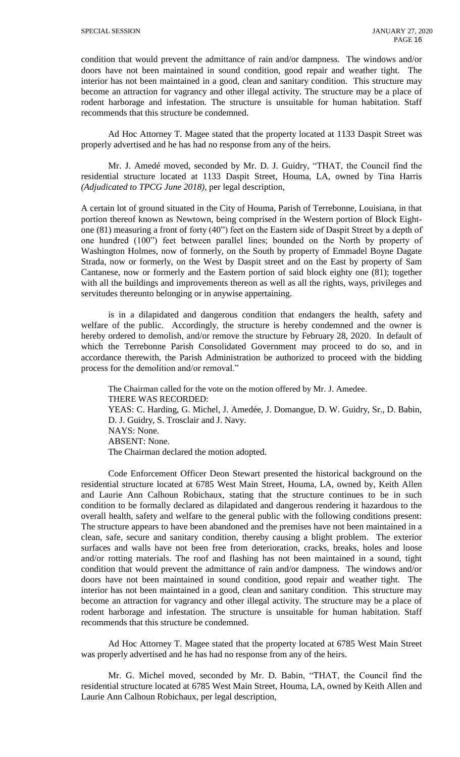condition that would prevent the admittance of rain and/or dampness. The windows and/or doors have not been maintained in sound condition, good repair and weather tight. The interior has not been maintained in a good, clean and sanitary condition. This structure may become an attraction for vagrancy and other illegal activity. The structure may be a place of rodent harborage and infestation. The structure is unsuitable for human habitation. Staff recommends that this structure be condemned.

Ad Hoc Attorney T. Magee stated that the property located at 1133 Daspit Street was properly advertised and he has had no response from any of the heirs.

Mr. J. Amedé moved, seconded by Mr. D. J. Guidry, "THAT, the Council find the residential structure located at 1133 Daspit Street, Houma, LA, owned by Tina Harris *(Adjudicated to TPCG June 2018)*, per legal description,

A certain lot of ground situated in the City of Houma, Parish of Terrebonne, Louisiana, in that portion thereof known as Newtown, being comprised in the Western portion of Block Eighty-one (81) measuring a front of forty (40") feet on the Eastern side of Daspit Street by a depth of one hundred (100") feet between parallel lines; bounded on the North by property of Washington Holmes, now of formerly, on the South by property of Emmadel Boyne Dagate Strada, now or formerly, on the West by Daspit street and on the East by property of Sam Cantanese, now or formerly and the Eastern portion of said block eighty one (81); together with all the buildings and improvements thereon as well as all the rights, ways, privileges and servitudes thereunto belonging or in anywise appertaining.

is in a dilapidated and dangerous condition that endangers the health, safety and welfare of the public. Accordingly, the structure is hereby condemned and the owner is hereby ordered to demolish, and/or remove the structure by February 28, 2020. In default of which the Terrebonne Parish Consolidated Government may proceed to do so, and in accordance therewith, the Parish Administration be authorized to proceed with the bidding process for the demolition and/or removal."

The Chairman called for the vote on the motion offered by Mr. J. Amedee.
THERE WAS RECORDED:
YEAS: C. Harding, G. Michel, J. Amedée, J. Domangue, D. W. Guidry, Sr., D. Babin, D. J. Guidry, S. Trosclair and J. Navy.
NAYS: None.
ABSENT: None.
The Chairman declared the motion adopted.

Code Enforcement Officer Deon Stewart presented the historical background on the residential structure located at 6785 West Main Street, Houma, LA, owned by, Keith Allen and Laurie Ann Calhoun Robichaux, stating that the structure continues to be in such condition to be formally declared as dilapidated and dangerous rendering it hazardous to the overall health, safety and welfare to the general public with the following conditions present: The structure appears to have been abandoned and the premises have not been maintained in a clean, safe, secure and sanitary condition, thereby causing a blight problem. The exterior surfaces and walls have not been free from deterioration, cracks, breaks, holes and loose and/or rotting materials. The roof and flashing has not been maintained in a sound, tight condition that would prevent the admittance of rain and/or dampness. The windows and/or doors have not been maintained in sound condition, good repair and weather tight. The interior has not been maintained in a good, clean and sanitary condition. This structure may become an attraction for vagrancy and other illegal activity. The structure may be a place of rodent harborage and infestation. The structure is unsuitable for human habitation. Staff recommends that this structure be condemned.

Ad Hoc Attorney T. Magee stated that the property located at 6785 West Main Street was properly advertised and he has had no response from any of the heirs.

Mr. G. Michel moved, seconded by Mr. D. Babin, "THAT, the Council find the residential structure located at 6785 West Main Street, Houma, LA, owned by Keith Allen and Laurie Ann Calhoun Robichaux, per legal description,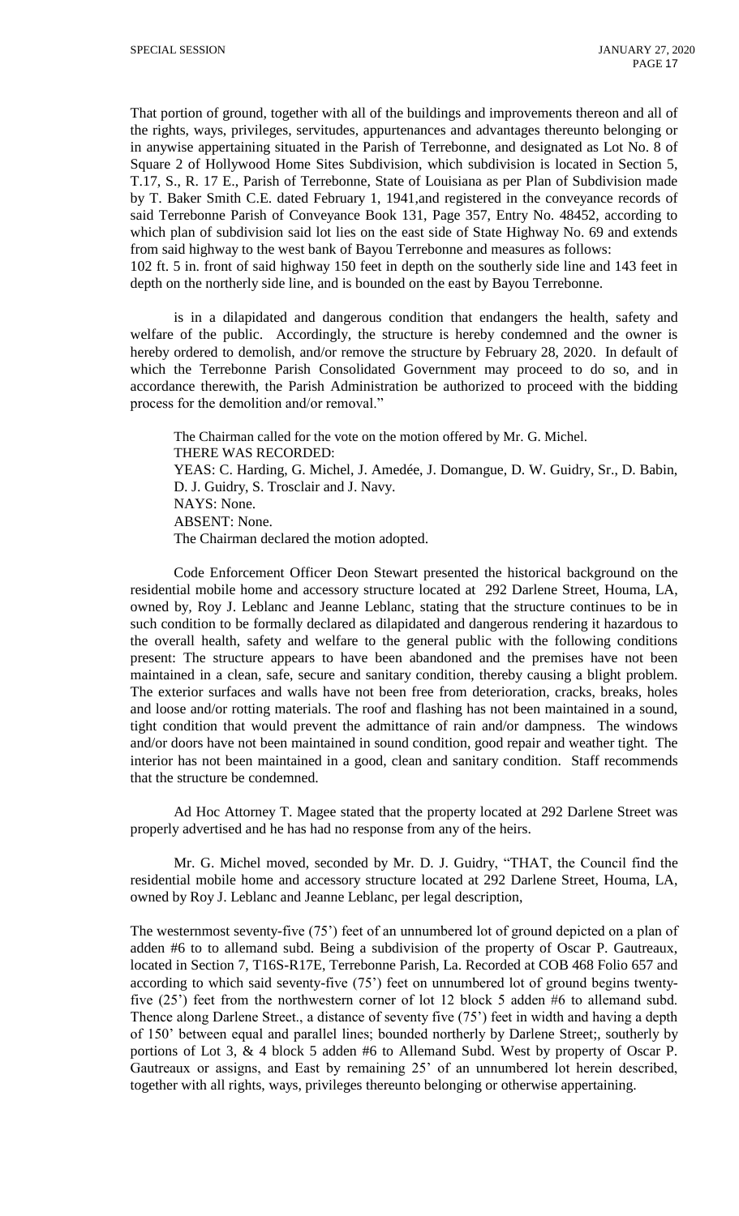That portion of ground, together with all of the buildings and improvements thereon and all of the rights, ways, privileges, servitudes, appurtenances and advantages thereunto belonging or in anywise appertaining situated in the Parish of Terrebonne, and designated as Lot No. 8 of Square 2 of Hollywood Home Sites Subdivision, which subdivision is located in Section 5, T.17, S., R. 17 E., Parish of Terrebonne, State of Louisiana as per Plan of Subdivision made by T. Baker Smith C.E. dated February 1, 1941,and registered in the conveyance records of said Terrebonne Parish of Conveyance Book 131, Page 357, Entry No. 48452, according to which plan of subdivision said lot lies on the east side of State Highway No. 69 and extends from said highway to the west bank of Bayou Terrebonne and measures as follows:
102 ft. 5 in. front of said highway 150 feet in depth on the southerly side line and 143 feet in depth on the northerly side line, and is bounded on the east by Bayou Terrebonne.

is in a dilapidated and dangerous condition that endangers the health, safety and welfare of the public. Accordingly, the structure is hereby condemned and the owner is hereby ordered to demolish, and/or remove the structure by February 28, 2020. In default of which the Terrebonne Parish Consolidated Government may proceed to do so, and in accordance therewith, the Parish Administration be authorized to proceed with the bidding process for the demolition and/or removal."

The Chairman called for the vote on the motion offered by Mr. G. Michel.
THERE WAS RECORDED:
YEAS: C. Harding, G. Michel, J. Amedée, J. Domangue, D. W. Guidry, Sr., D. Babin, D. J. Guidry, S. Trosclair and J. Navy.
NAYS: None.
ABSENT: None.
The Chairman declared the motion adopted.

Code Enforcement Officer Deon Stewart presented the historical background on the residential mobile home and accessory structure located at 292 Darlene Street, Houma, LA, owned by, Roy J. Leblanc and Jeanne Leblanc, stating that the structure continues to be in such condition to be formally declared as dilapidated and dangerous rendering it hazardous to the overall health, safety and welfare to the general public with the following conditions present: The structure appears to have been abandoned and the premises have not been maintained in a clean, safe, secure and sanitary condition, thereby causing a blight problem. The exterior surfaces and walls have not been free from deterioration, cracks, breaks, holes and loose and/or rotting materials. The roof and flashing has not been maintained in a sound, tight condition that would prevent the admittance of rain and/or dampness. The windows and/or doors have not been maintained in sound condition, good repair and weather tight. The interior has not been maintained in a good, clean and sanitary condition. Staff recommends that the structure be condemned.

Ad Hoc Attorney T. Magee stated that the property located at 292 Darlene Street was properly advertised and he has had no response from any of the heirs.

Mr. G. Michel moved, seconded by Mr. D. J. Guidry, "THAT, the Council find the residential mobile home and accessory structure located at 292 Darlene Street, Houma, LA, owned by Roy J. Leblanc and Jeanne Leblanc, per legal description,

The westernmost seventy-five (75') feet of an unnumbered lot of ground depicted on a plan of adden #6 to to allemand subd. Being a subdivision of the property of Oscar P. Gautreaux, located in Section 7, T16S-R17E, Terrebonne Parish, La. Recorded at COB 468 Folio 657 and according to which said seventy-five (75') feet on unnumbered lot of ground begins twenty-five (25') feet from the northwestern corner of lot 12 block 5 adden #6 to allemand subd. Thence along Darlene Street., a distance of seventy five (75') feet in width and having a depth of 150' between equal and parallel lines; bounded northerly by Darlene Street;, southerly by portions of Lot 3, & 4 block 5 adden #6 to Allemand Subd. West by property of Oscar P. Gautreaux or assigns, and East by remaining 25' of an unnumbered lot herein described, together with all rights, ways, privileges thereunto belonging or otherwise appertaining.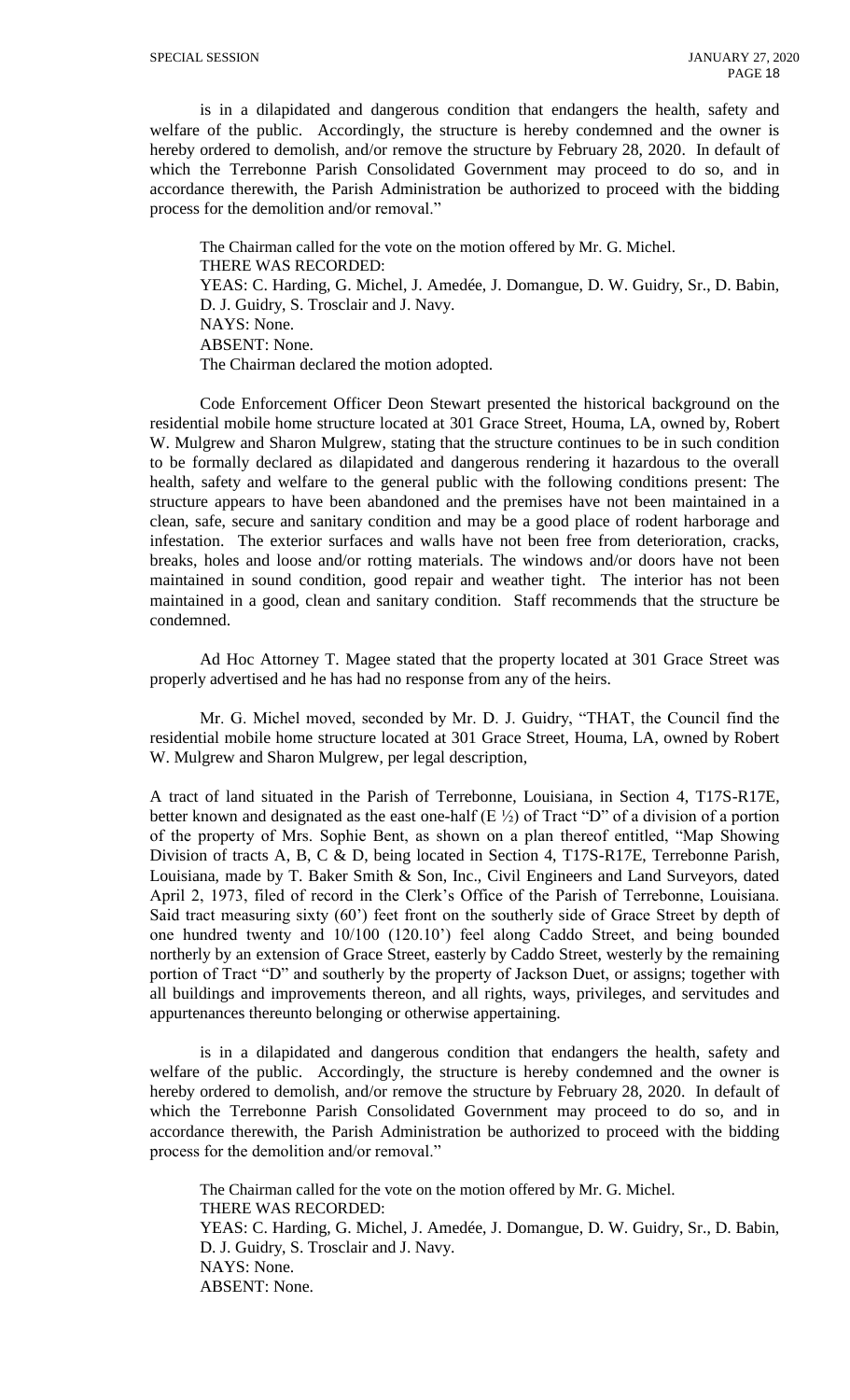is in a dilapidated and dangerous condition that endangers the health, safety and welfare of the public. Accordingly, the structure is hereby condemned and the owner is hereby ordered to demolish, and/or remove the structure by February 28, 2020. In default of which the Terrebonne Parish Consolidated Government may proceed to do so, and in accordance therewith, the Parish Administration be authorized to proceed with the bidding process for the demolition and/or removal."

The Chairman called for the vote on the motion offered by Mr. G. Michel.
THERE WAS RECORDED:
YEAS: C. Harding, G. Michel, J. Amedée, J. Domangue, D. W. Guidry, Sr., D. Babin, D. J. Guidry, S. Trosclair and J. Navy.
NAYS: None.
ABSENT: None.
The Chairman declared the motion adopted.

Code Enforcement Officer Deon Stewart presented the historical background on the residential mobile home structure located at 301 Grace Street, Houma, LA, owned by, Robert W. Mulgrew and Sharon Mulgrew, stating that the structure continues to be in such condition to be formally declared as dilapidated and dangerous rendering it hazardous to the overall health, safety and welfare to the general public with the following conditions present: The structure appears to have been abandoned and the premises have not been maintained in a clean, safe, secure and sanitary condition and may be a good place of rodent harborage and infestation. The exterior surfaces and walls have not been free from deterioration, cracks, breaks, holes and loose and/or rotting materials. The windows and/or doors have not been maintained in sound condition, good repair and weather tight. The interior has not been maintained in a good, clean and sanitary condition. Staff recommends that the structure be condemned.

Ad Hoc Attorney T. Magee stated that the property located at 301 Grace Street was properly advertised and he has had no response from any of the heirs.

Mr. G. Michel moved, seconded by Mr. D. J. Guidry, "THAT, the Council find the residential mobile home structure located at 301 Grace Street, Houma, LA, owned by Robert W. Mulgrew and Sharon Mulgrew, per legal description,

A tract of land situated in the Parish of Terrebonne, Louisiana, in Section 4, T17S-R17E, better known and designated as the east one-half (E ½) of Tract "D" of a division of a portion of the property of Mrs. Sophie Bent, as shown on a plan thereof entitled, "Map Showing Division of tracts A, B, C & D, being located in Section 4, T17S-R17E, Terrebonne Parish, Louisiana, made by T. Baker Smith & Son, Inc., Civil Engineers and Land Surveyors, dated April 2, 1973, filed of record in the Clerk's Office of the Parish of Terrebonne, Louisiana. Said tract measuring sixty (60') feet front on the southerly side of Grace Street by depth of one hundred twenty and 10/100 (120.10') feel along Caddo Street, and being bounded northerly by an extension of Grace Street, easterly by Caddo Street, westerly by the remaining portion of Tract "D" and southerly by the property of Jackson Duet, or assigns; together with all buildings and improvements thereon, and all rights, ways, privileges, and servitudes and appurtenances thereunto belonging or otherwise appertaining.

is in a dilapidated and dangerous condition that endangers the health, safety and welfare of the public. Accordingly, the structure is hereby condemned and the owner is hereby ordered to demolish, and/or remove the structure by February 28, 2020. In default of which the Terrebonne Parish Consolidated Government may proceed to do so, and in accordance therewith, the Parish Administration be authorized to proceed with the bidding process for the demolition and/or removal."

The Chairman called for the vote on the motion offered by Mr. G. Michel.
THERE WAS RECORDED:
YEAS: C. Harding, G. Michel, J. Amedée, J. Domangue, D. W. Guidry, Sr., D. Babin, D. J. Guidry, S. Trosclair and J. Navy.
NAYS: None.
ABSENT: None.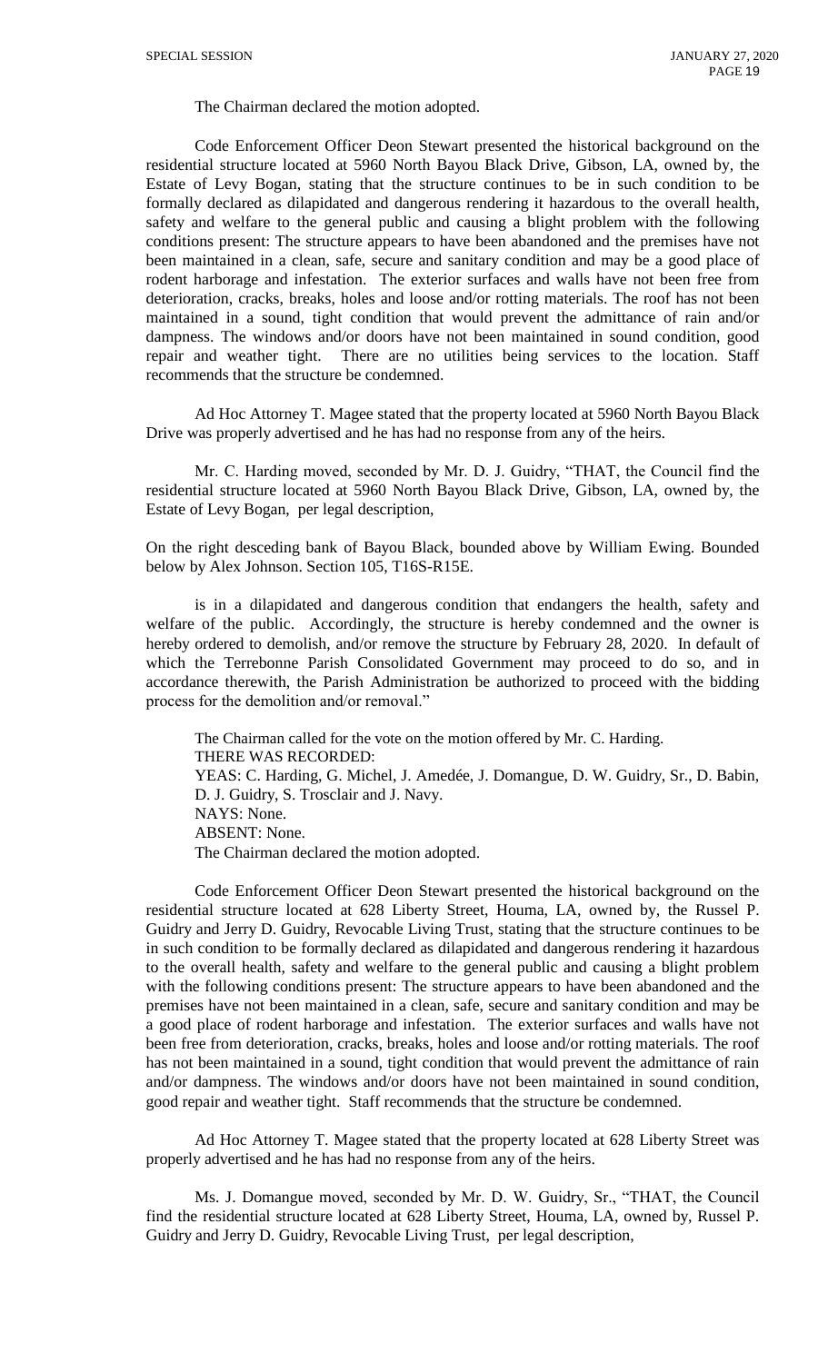The Chairman declared the motion adopted.

Code Enforcement Officer Deon Stewart presented the historical background on the residential structure located at 5960 North Bayou Black Drive, Gibson, LA, owned by, the Estate of Levy Bogan, stating that the structure continues to be in such condition to be formally declared as dilapidated and dangerous rendering it hazardous to the overall health, safety and welfare to the general public and causing a blight problem with the following conditions present: The structure appears to have been abandoned and the premises have not been maintained in a clean, safe, secure and sanitary condition and may be a good place of rodent harborage and infestation. The exterior surfaces and walls have not been free from deterioration, cracks, breaks, holes and loose and/or rotting materials. The roof has not been maintained in a sound, tight condition that would prevent the admittance of rain and/or dampness. The windows and/or doors have not been maintained in sound condition, good repair and weather tight. There are no utilities being services to the location. Staff recommends that the structure be condemned.

Ad Hoc Attorney T. Magee stated that the property located at 5960 North Bayou Black Drive was properly advertised and he has had no response from any of the heirs.

Mr. C. Harding moved, seconded by Mr. D. J. Guidry, "THAT, the Council find the residential structure located at 5960 North Bayou Black Drive, Gibson, LA, owned by, the Estate of Levy Bogan, per legal description,

On the right desceding bank of Bayou Black, bounded above by William Ewing. Bounded below by Alex Johnson. Section 105, T16S-R15E.

is in a dilapidated and dangerous condition that endangers the health, safety and welfare of the public. Accordingly, the structure is hereby condemned and the owner is hereby ordered to demolish, and/or remove the structure by February 28, 2020. In default of which the Terrebonne Parish Consolidated Government may proceed to do so, and in accordance therewith, the Parish Administration be authorized to proceed with the bidding process for the demolition and/or removal."

The Chairman called for the vote on the motion offered by Mr. C. Harding.
THERE WAS RECORDED:
YEAS: C. Harding, G. Michel, J. Amedée, J. Domangue, D. W. Guidry, Sr., D. Babin, D. J. Guidry, S. Trosclair and J. Navy.
NAYS: None.
ABSENT: None.
The Chairman declared the motion adopted.

Code Enforcement Officer Deon Stewart presented the historical background on the residential structure located at 628 Liberty Street, Houma, LA, owned by, the Russel P. Guidry and Jerry D. Guidry, Revocable Living Trust, stating that the structure continues to be in such condition to be formally declared as dilapidated and dangerous rendering it hazardous to the overall health, safety and welfare to the general public and causing a blight problem with the following conditions present: The structure appears to have been abandoned and the premises have not been maintained in a clean, safe, secure and sanitary condition and may be a good place of rodent harborage and infestation. The exterior surfaces and walls have not been free from deterioration, cracks, breaks, holes and loose and/or rotting materials. The roof has not been maintained in a sound, tight condition that would prevent the admittance of rain and/or dampness. The windows and/or doors have not been maintained in sound condition, good repair and weather tight. Staff recommends that the structure be condemned.

Ad Hoc Attorney T. Magee stated that the property located at 628 Liberty Street was properly advertised and he has had no response from any of the heirs.

Ms. J. Domangue moved, seconded by Mr. D. W. Guidry, Sr., "THAT, the Council find the residential structure located at 628 Liberty Street, Houma, LA, owned by, Russel P. Guidry and Jerry D. Guidry, Revocable Living Trust, per legal description,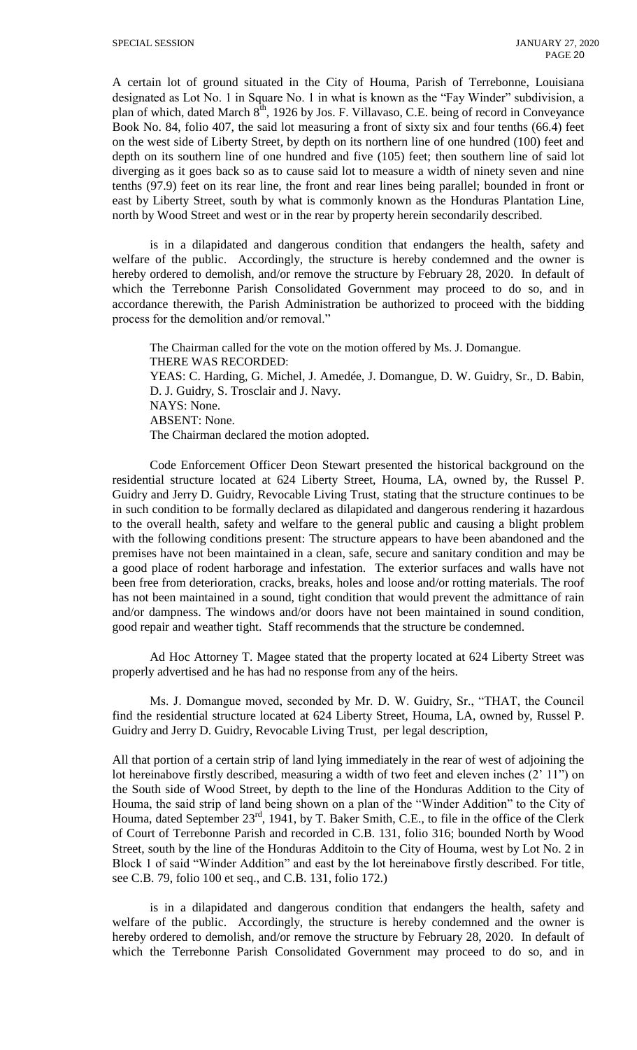A certain lot of ground situated in the City of Houma, Parish of Terrebonne, Louisiana designated as Lot No. 1 in Square No. 1 in what is known as the "Fay Winder" subdivision, a plan of which, dated March 8th, 1926 by Jos. F. Villavaso, C.E. being of record in Conveyance Book No. 84, folio 407, the said lot measuring a front of sixty six and four tenths (66.4) feet on the west side of Liberty Street, by depth on its northern line of one hundred (100) feet and depth on its southern line of one hundred and five (105) feet; then southern line of said lot diverging as it goes back so as to cause said lot to measure a width of ninety seven and nine tenths (97.9) feet on its rear line, the front and rear lines being parallel; bounded in front or east by Liberty Street, south by what is commonly known as the Honduras Plantation Line, north by Wood Street and west or in the rear by property herein secondarily described.

is in a dilapidated and dangerous condition that endangers the health, safety and welfare of the public. Accordingly, the structure is hereby condemned and the owner is hereby ordered to demolish, and/or remove the structure by February 28, 2020. In default of which the Terrebonne Parish Consolidated Government may proceed to do so, and in accordance therewith, the Parish Administration be authorized to proceed with the bidding process for the demolition and/or removal."

The Chairman called for the vote on the motion offered by Ms. J. Domangue.
THERE WAS RECORDED:
YEAS: C. Harding, G. Michel, J. Amedée, J. Domangue, D. W. Guidry, Sr., D. Babin, D. J. Guidry, S. Trosclair and J. Navy.
NAYS: None.
ABSENT: None.
The Chairman declared the motion adopted.

Code Enforcement Officer Deon Stewart presented the historical background on the residential structure located at 624 Liberty Street, Houma, LA, owned by, the Russel P. Guidry and Jerry D. Guidry, Revocable Living Trust, stating that the structure continues to be in such condition to be formally declared as dilapidated and dangerous rendering it hazardous to the overall health, safety and welfare to the general public and causing a blight problem with the following conditions present: The structure appears to have been abandoned and the premises have not been maintained in a clean, safe, secure and sanitary condition and may be a good place of rodent harborage and infestation. The exterior surfaces and walls have not been free from deterioration, cracks, breaks, holes and loose and/or rotting materials. The roof has not been maintained in a sound, tight condition that would prevent the admittance of rain and/or dampness. The windows and/or doors have not been maintained in sound condition, good repair and weather tight. Staff recommends that the structure be condemned.

Ad Hoc Attorney T. Magee stated that the property located at 624 Liberty Street was properly advertised and he has had no response from any of the heirs.

Ms. J. Domangue moved, seconded by Mr. D. W. Guidry, Sr., "THAT, the Council find the residential structure located at 624 Liberty Street, Houma, LA, owned by, Russel P. Guidry and Jerry D. Guidry, Revocable Living Trust, per legal description,

All that portion of a certain strip of land lying immediately in the rear of west of adjoining the lot hereinabove firstly described, measuring a width of two feet and eleven inches (2' 11") on the South side of Wood Street, by depth to the line of the Honduras Addition to the City of Houma, the said strip of land being shown on a plan of the "Winder Addition" to the City of Houma, dated September 23rd, 1941, by T. Baker Smith, C.E., to file in the office of the Clerk of Court of Terrebonne Parish and recorded in C.B. 131, folio 316; bounded North by Wood Street, south by the line of the Honduras Additoin to the City of Houma, west by Lot No. 2 in Block 1 of said "Winder Addition" and east by the lot hereinabove firstly described. For title, see C.B. 79, folio 100 et seq., and C.B. 131, folio 172.)

is in a dilapidated and dangerous condition that endangers the health, safety and welfare of the public. Accordingly, the structure is hereby condemned and the owner is hereby ordered to demolish, and/or remove the structure by February 28, 2020. In default of which the Terrebonne Parish Consolidated Government may proceed to do so, and in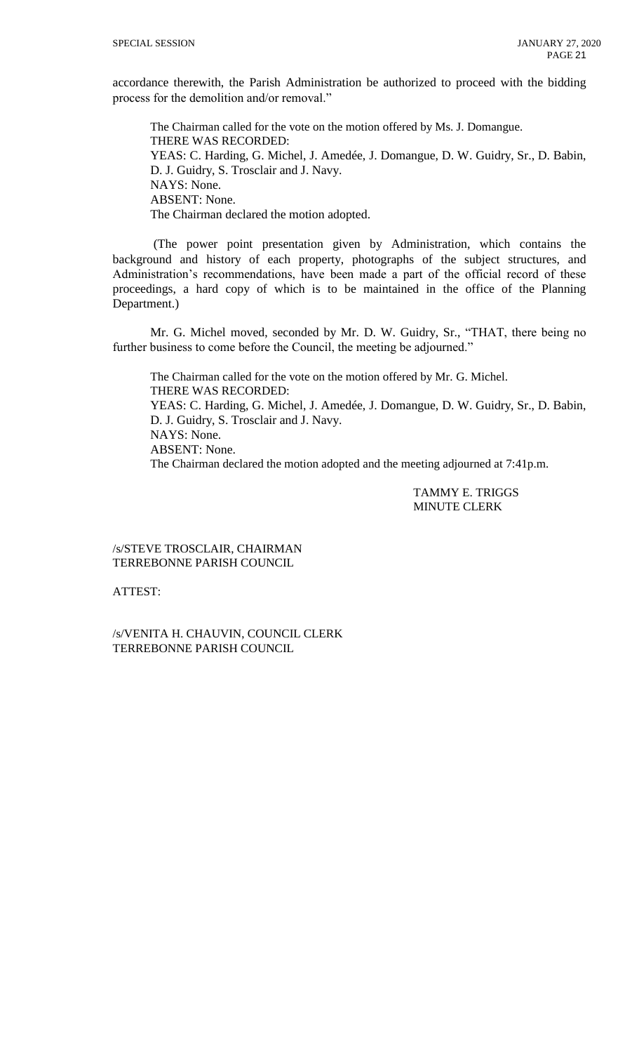accordance therewith, the Parish Administration be authorized to proceed with the bidding process for the demolition and/or removal."

The Chairman called for the vote on the motion offered by Ms. J. Domangue.
THERE WAS RECORDED:
YEAS: C. Harding, G. Michel, J. Amedée, J. Domangue, D. W. Guidry, Sr., D. Babin, D. J. Guidry, S. Trosclair and J. Navy.
NAYS: None.
ABSENT: None.
The Chairman declared the motion adopted.

(The power point presentation given by Administration, which contains the background and history of each property, photographs of the subject structures, and Administration's recommendations, have been made a part of the official record of these proceedings, a hard copy of which is to be maintained in the office of the Planning Department.)

Mr. G. Michel moved, seconded by Mr. D. W. Guidry, Sr., "THAT, there being no further business to come before the Council, the meeting be adjourned."

The Chairman called for the vote on the motion offered by Mr. G. Michel.
THERE WAS RECORDED:
YEAS: C. Harding, G. Michel, J. Amedée, J. Domangue, D. W. Guidry, Sr., D. Babin, D. J. Guidry, S. Trosclair and J. Navy.
NAYS: None.
ABSENT: None.
The Chairman declared the motion adopted and the meeting adjourned at 7:41p.m.

TAMMY E. TRIGGS
MINUTE CLERK

/s/STEVE TROSCLAIR, CHAIRMAN
TERREBONNE PARISH COUNCIL

ATTEST:

/s/VENITA H. CHAUVIN, COUNCIL CLERK
TERREBONNE PARISH COUNCIL